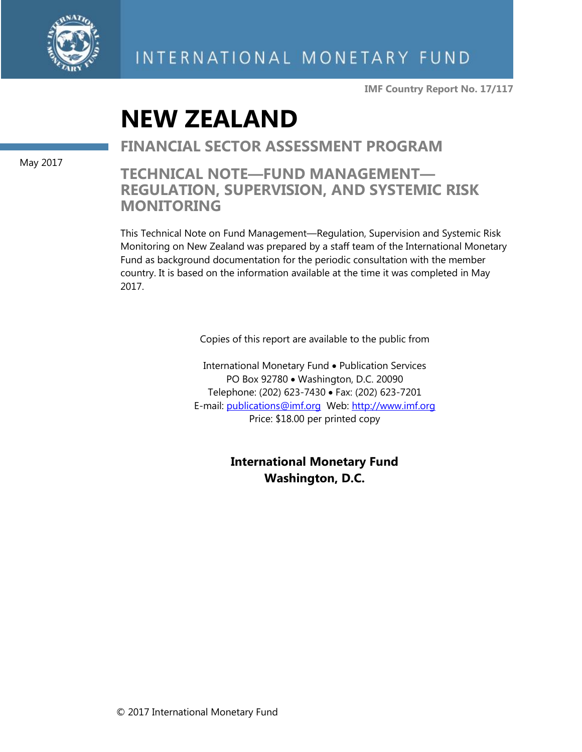INTERNATIONAL MONETARY FUND

**IMF Country Report No. 17/117**

# NEW ZEALAND

## FINANCIAL SECTOR ASSESSMENT PROGRAM

May 2017

## TECHNICAL NOTE—FUND MANAGEMENT—REGULATION, SUPERVISION, AND SYSTEMIC RISK MONITORING

This Technical Note on Fund Management—Regulation, Supervision and Systemic Risk Monitoring on New Zealand was prepared by a staff team of the International Monetary Fund as background documentation for the periodic consultation with the member country. It is based on the information available at the time it was completed in May 2017.

Copies of this report are available to the public from

International Monetary Fund • Publication Services
PO Box 92780 • Washington, D.C. 20090
Telephone: (202) 623-7430 • Fax: (202) 623-7201
E-mail: publications@imf.org Web: http://www.imf.org
Price: $18.00 per printed copy

**International Monetary Fund**
**Washington, D.C.**

© 2017 International Monetary Fund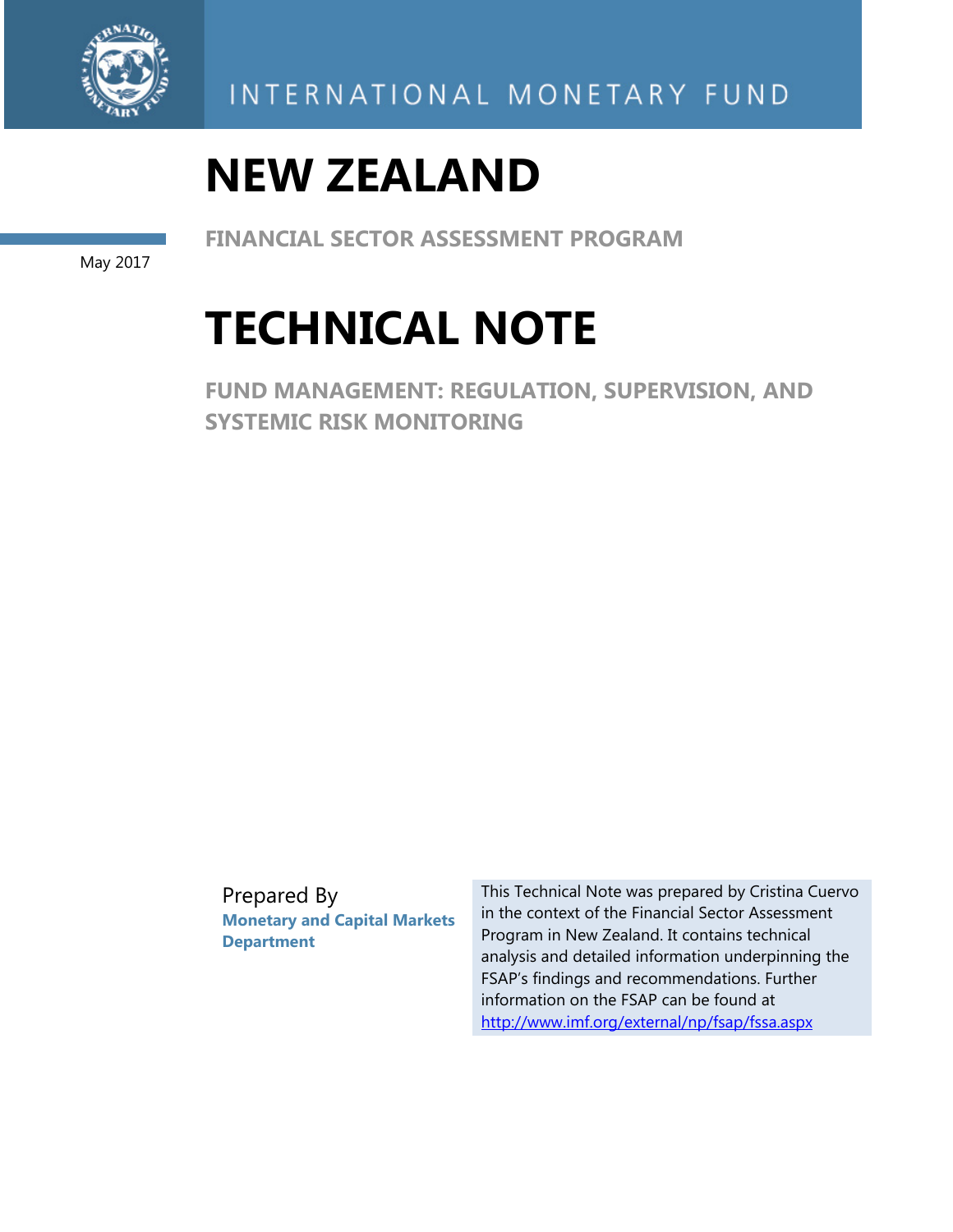INTERNATIONAL MONETARY FUND

# NEW ZEALAND

May 2017

## FINANCIAL SECTOR ASSESSMENT PROGRAM

# TECHNICAL NOTE

## FUND MANAGEMENT: REGULATION, SUPERVISION, AND SYSTEMIC RISK MONITORING

Prepared By
**Monetary and Capital Markets Department**

This Technical Note was prepared by Cristina Cuervo in the context of the Financial Sector Assessment Program in New Zealand. It contains technical analysis and detailed information underpinning the FSAP's findings and recommendations. Further information on the FSAP can be found at http://www.imf.org/external/np/fsap/fssa.aspx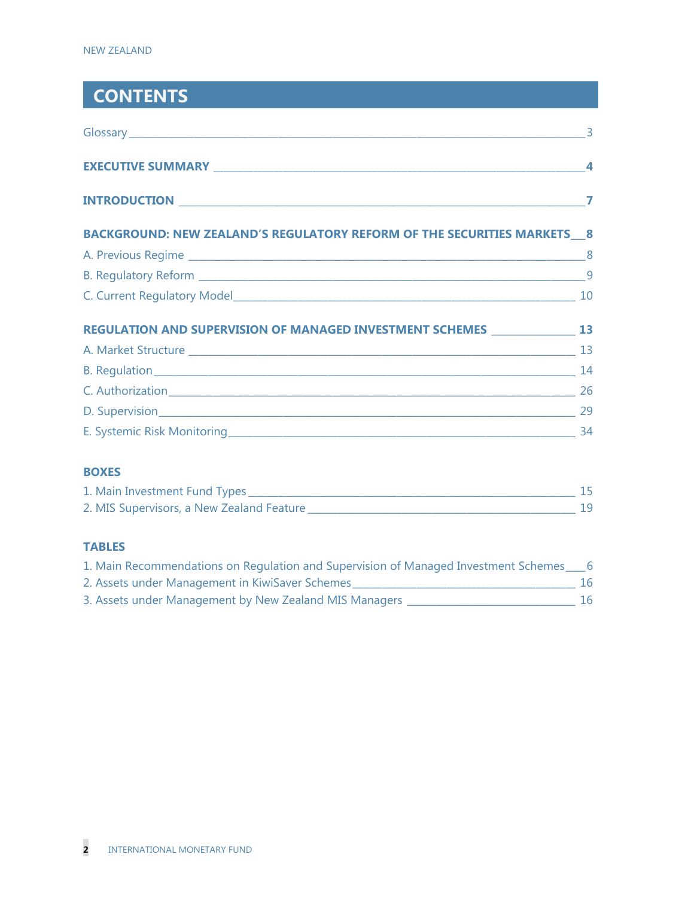# CONTENTS

Glossary ____ 3

**EXECUTIVE SUMMARY** ____ **4**

**INTRODUCTION** ____ **7**

**BACKGROUND: NEW ZEALAND'S REGULATORY REFORM OF THE SECURITIES MARKETS** ____ **8**

A. Previous Regime ____ 8

B. Regulatory Reform ____ 9

C. Current Regulatory Model ____ 10

**REGULATION AND SUPERVISION OF MANAGED INVESTMENT SCHEMES** ____ **13**

A. Market Structure ____ 13

B. Regulation ____ 14

C. Authorization ____ 26

D. Supervision ____ 29

E. Systemic Risk Monitoring ____ 34

**BOXES**

1. Main Investment Fund Types ____ 15
2. MIS Supervisors, a New Zealand Feature ____ 19

**TABLES**

1. Main Recommendations on Regulation and Supervision of Managed Investment Schemes ____ 6
2. Assets under Management in KiwiSaver Schemes ____ 16
3. Assets under Management by New Zealand MIS Managers ____ 16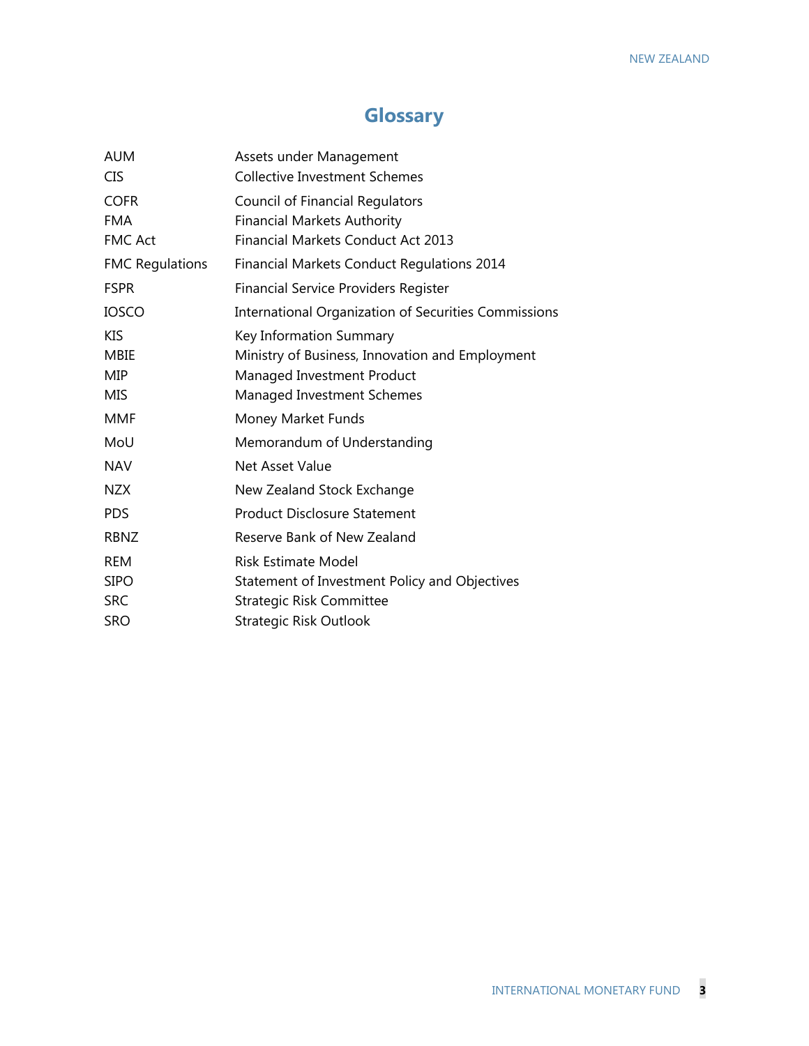# Glossary

| | |
|---|---|
| AUM | Assets under Management |
| CIS | Collective Investment Schemes |
| COFR | Council of Financial Regulators |
| FMA | Financial Markets Authority |
| FMC Act | Financial Markets Conduct Act 2013 |
| FMC Regulations | Financial Markets Conduct Regulations 2014 |
| FSPR | Financial Service Providers Register |
| IOSCO | International Organization of Securities Commissions |
| KIS | Key Information Summary |
| MBIE | Ministry of Business, Innovation and Employment |
| MIP | Managed Investment Product |
| MIS | Managed Investment Schemes |
| MMF | Money Market Funds |
| MoU | Memorandum of Understanding |
| NAV | Net Asset Value |
| NZX | New Zealand Stock Exchange |
| PDS | Product Disclosure Statement |
| RBNZ | Reserve Bank of New Zealand |
| REM | Risk Estimate Model |
| SIPO | Statement of Investment Policy and Objectives |
| SRC | Strategic Risk Committee |
| SRO | Strategic Risk Outlook |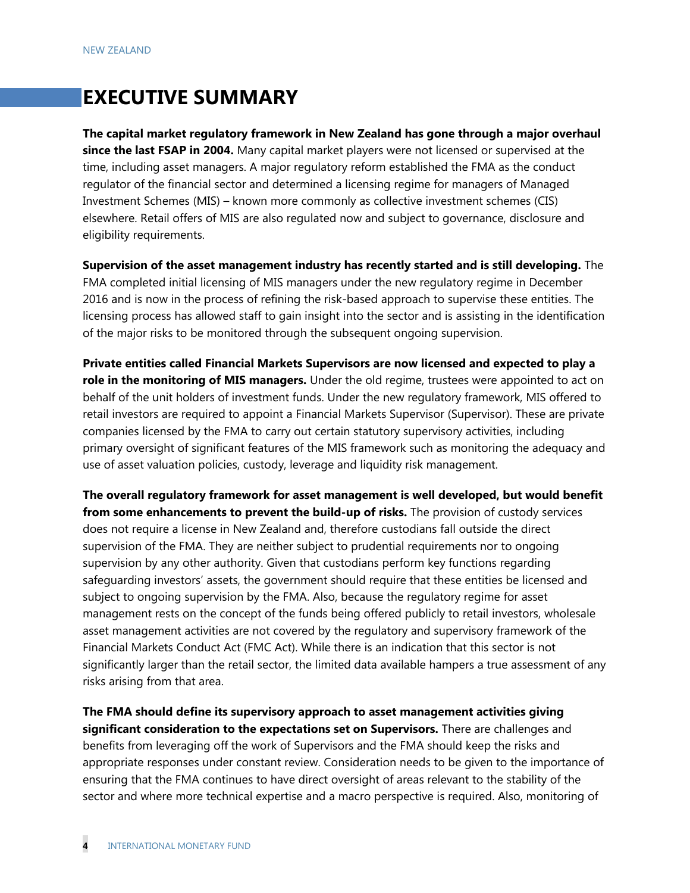# EXECUTIVE SUMMARY

**The capital market regulatory framework in New Zealand has gone through a major overhaul since the last FSAP in 2004.** Many capital market players were not licensed or supervised at the time, including asset managers. A major regulatory reform established the FMA as the conduct regulator of the financial sector and determined a licensing regime for managers of Managed Investment Schemes (MIS) – known more commonly as collective investment schemes (CIS) elsewhere. Retail offers of MIS are also regulated now and subject to governance, disclosure and eligibility requirements.

**Supervision of the asset management industry has recently started and is still developing.** The FMA completed initial licensing of MIS managers under the new regulatory regime in December 2016 and is now in the process of refining the risk-based approach to supervise these entities. The licensing process has allowed staff to gain insight into the sector and is assisting in the identification of the major risks to be monitored through the subsequent ongoing supervision.

**Private entities called Financial Markets Supervisors are now licensed and expected to play a role in the monitoring of MIS managers.** Under the old regime, trustees were appointed to act on behalf of the unit holders of investment funds. Under the new regulatory framework, MIS offered to retail investors are required to appoint a Financial Markets Supervisor (Supervisor). These are private companies licensed by the FMA to carry out certain statutory supervisory activities, including primary oversight of significant features of the MIS framework such as monitoring the adequacy and use of asset valuation policies, custody, leverage and liquidity risk management.

**The overall regulatory framework for asset management is well developed, but would benefit from some enhancements to prevent the build-up of risks.** The provision of custody services does not require a license in New Zealand and, therefore custodians fall outside the direct supervision of the FMA. They are neither subject to prudential requirements nor to ongoing supervision by any other authority. Given that custodians perform key functions regarding safeguarding investors' assets, the government should require that these entities be licensed and subject to ongoing supervision by the FMA. Also, because the regulatory regime for asset management rests on the concept of the funds being offered publicly to retail investors, wholesale asset management activities are not covered by the regulatory and supervisory framework of the Financial Markets Conduct Act (FMC Act). While there is an indication that this sector is not significantly larger than the retail sector, the limited data available hampers a true assessment of any risks arising from that area.

**The FMA should define its supervisory approach to asset management activities giving significant consideration to the expectations set on Supervisors.** There are challenges and benefits from leveraging off the work of Supervisors and the FMA should keep the risks and appropriate responses under constant review. Consideration needs to be given to the importance of ensuring that the FMA continues to have direct oversight of areas relevant to the stability of the sector and where more technical expertise and a macro perspective is required. Also, monitoring of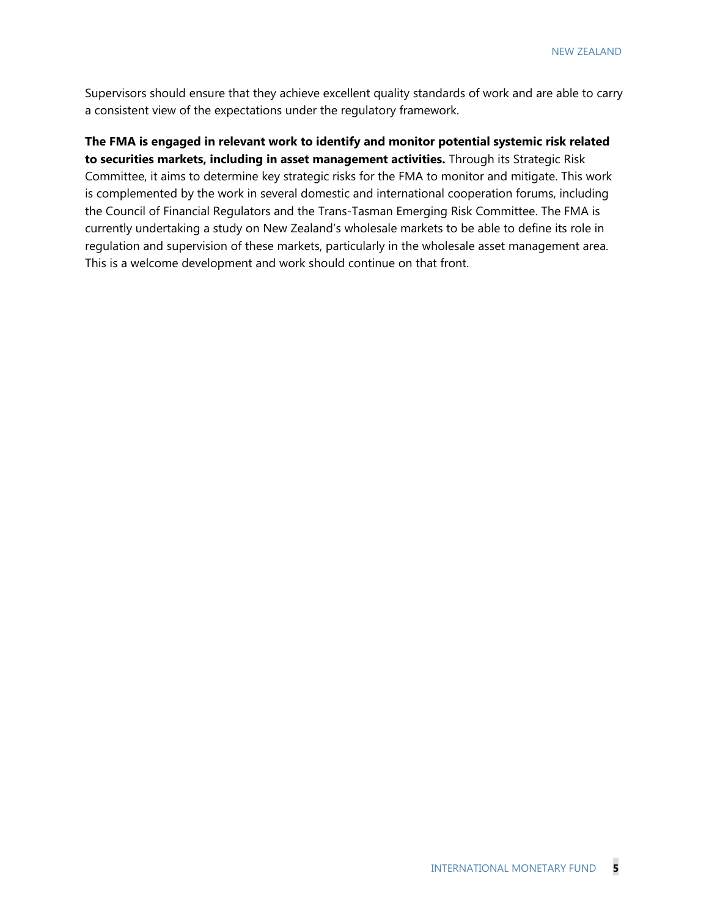Supervisors should ensure that they achieve excellent quality standards of work and are able to carry a consistent view of the expectations under the regulatory framework.

**The FMA is engaged in relevant work to identify and monitor potential systemic risk related to securities markets, including in asset management activities.** Through its Strategic Risk Committee, it aims to determine key strategic risks for the FMA to monitor and mitigate. This work is complemented by the work in several domestic and international cooperation forums, including the Council of Financial Regulators and the Trans-Tasman Emerging Risk Committee. The FMA is currently undertaking a study on New Zealand's wholesale markets to be able to define its role in regulation and supervision of these markets, particularly in the wholesale asset management area. This is a welcome development and work should continue on that front.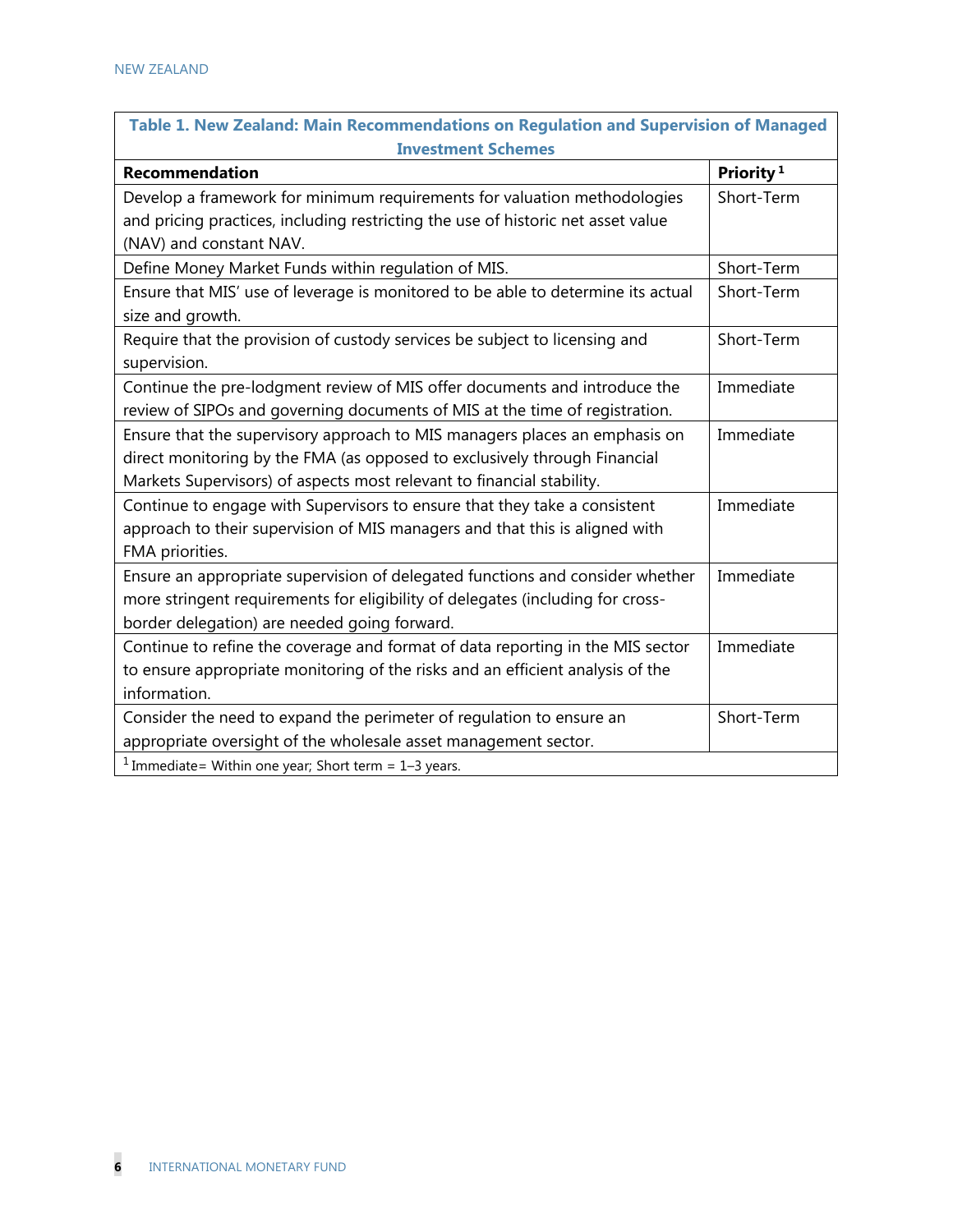**Table 1. New Zealand: Main Recommendations on Regulation and Supervision of Managed Investment Schemes**

| Recommendation | Priority [1] |
|---|---|
| Develop a framework for minimum requirements for valuation methodologies and pricing practices, including restricting the use of historic net asset value (NAV) and constant NAV. | Short-Term |
| Define Money Market Funds within regulation of MIS. | Short-Term |
| Ensure that MIS' use of leverage is monitored to be able to determine its actual size and growth. | Short-Term |
| Require that the provision of custody services be subject to licensing and supervision. | Short-Term |
| Continue the pre-lodgment review of MIS offer documents and introduce the review of SIPOs and governing documents of MIS at the time of registration. | Immediate |
| Ensure that the supervisory approach to MIS managers places an emphasis on direct monitoring by the FMA (as opposed to exclusively through Financial Markets Supervisors) of aspects most relevant to financial stability. | Immediate |
| Continue to engage with Supervisors to ensure that they take a consistent approach to their supervision of MIS managers and that this is aligned with FMA priorities. | Immediate |
| Ensure an appropriate supervision of delegated functions and consider whether more stringent requirements for eligibility of delegates (including for cross-border delegation) are needed going forward. | Immediate |
| Continue to refine the coverage and format of data reporting in the MIS sector to ensure appropriate monitoring of the risks and an efficient analysis of the information. | Immediate |
| Consider the need to expand the perimeter of regulation to ensure an appropriate oversight of the wholesale asset management sector. | Short-Term |

[1] Immediate= Within one year; Short term = 1–3 years.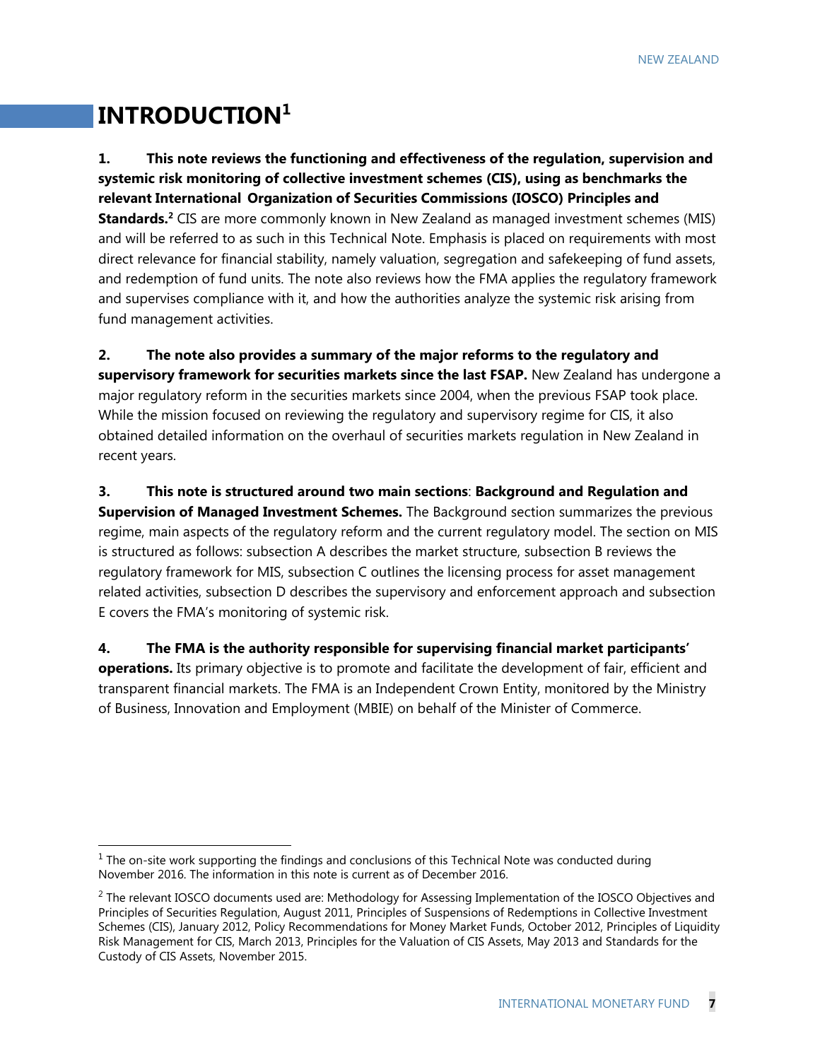# INTRODUCTION[1]

**1. This note reviews the functioning and effectiveness of the regulation, supervision and systemic risk monitoring of collective investment schemes (CIS), using as benchmarks the relevant International Organization of Securities Commissions (IOSCO) Principles and Standards.[2]** CIS are more commonly known in New Zealand as managed investment schemes (MIS) and will be referred to as such in this Technical Note. Emphasis is placed on requirements with most direct relevance for financial stability, namely valuation, segregation and safekeeping of fund assets, and redemption of fund units. The note also reviews how the FMA applies the regulatory framework and supervises compliance with it, and how the authorities analyze the systemic risk arising from fund management activities.

**2. The note also provides a summary of the major reforms to the regulatory and supervisory framework for securities markets since the last FSAP.** New Zealand has undergone a major regulatory reform in the securities markets since 2004, when the previous FSAP took place. While the mission focused on reviewing the regulatory and supervisory regime for CIS, it also obtained detailed information on the overhaul of securities markets regulation in New Zealand in recent years.

**3. This note is structured around two main sections**: **Background and Regulation and Supervision of Managed Investment Schemes.** The Background section summarizes the previous regime, main aspects of the regulatory reform and the current regulatory model. The section on MIS is structured as follows: subsection A describes the market structure, subsection B reviews the regulatory framework for MIS, subsection C outlines the licensing process for asset management related activities, subsection D describes the supervisory and enforcement approach and subsection E covers the FMA's monitoring of systemic risk.

**4. The FMA is the authority responsible for supervising financial market participants' operations.** Its primary objective is to promote and facilitate the development of fair, efficient and transparent financial markets. The FMA is an Independent Crown Entity, monitored by the Ministry of Business, Innovation and Employment (MBIE) on behalf of the Minister of Commerce.

---

[1] The on-site work supporting the findings and conclusions of this Technical Note was conducted during November 2016. The information in this note is current as of December 2016.

[2] The relevant IOSCO documents used are: Methodology for Assessing Implementation of the IOSCO Objectives and Principles of Securities Regulation, August 2011, Principles of Suspensions of Redemptions in Collective Investment Schemes (CIS), January 2012, Policy Recommendations for Money Market Funds, October 2012, Principles of Liquidity Risk Management for CIS, March 2013, Principles for the Valuation of CIS Assets, May 2013 and Standards for the Custody of CIS Assets, November 2015.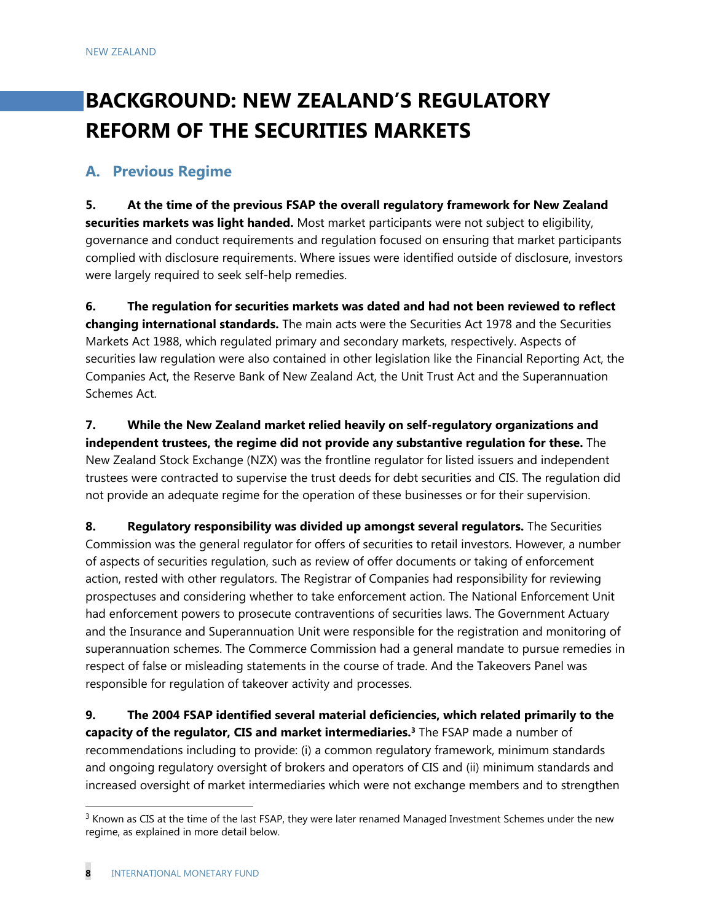# BACKGROUND: NEW ZEALAND'S REGULATORY REFORM OF THE SECURITIES MARKETS

## A. Previous Regime

**5. At the time of the previous FSAP the overall regulatory framework for New Zealand securities markets was light handed.** Most market participants were not subject to eligibility, governance and conduct requirements and regulation focused on ensuring that market participants complied with disclosure requirements. Where issues were identified outside of disclosure, investors were largely required to seek self-help remedies.

**6. The regulation for securities markets was dated and had not been reviewed to reflect changing international standards.** The main acts were the Securities Act 1978 and the Securities Markets Act 1988, which regulated primary and secondary markets, respectively. Aspects of securities law regulation were also contained in other legislation like the Financial Reporting Act, the Companies Act, the Reserve Bank of New Zealand Act, the Unit Trust Act and the Superannuation Schemes Act.

**7. While the New Zealand market relied heavily on self-regulatory organizations and independent trustees, the regime did not provide any substantive regulation for these.** The New Zealand Stock Exchange (NZX) was the frontline regulator for listed issuers and independent trustees were contracted to supervise the trust deeds for debt securities and CIS. The regulation did not provide an adequate regime for the operation of these businesses or for their supervision.

**8. Regulatory responsibility was divided up amongst several regulators.** The Securities Commission was the general regulator for offers of securities to retail investors. However, a number of aspects of securities regulation, such as review of offer documents or taking of enforcement action, rested with other regulators. The Registrar of Companies had responsibility for reviewing prospectuses and considering whether to take enforcement action. The National Enforcement Unit had enforcement powers to prosecute contraventions of securities laws. The Government Actuary and the Insurance and Superannuation Unit were responsible for the registration and monitoring of superannuation schemes. The Commerce Commission had a general mandate to pursue remedies in respect of false or misleading statements in the course of trade. And the Takeovers Panel was responsible for regulation of takeover activity and processes.

**9. The 2004 FSAP identified several material deficiencies, which related primarily to the capacity of the regulator, CIS and market intermediaries.[3]** The FSAP made a number of recommendations including to provide: (i) a common regulatory framework, minimum standards and ongoing regulatory oversight of brokers and operators of CIS and (ii) minimum standards and increased oversight of market intermediaries which were not exchange members and to strengthen

[3] Known as CIS at the time of the last FSAP, they were later renamed Managed Investment Schemes under the new regime, as explained in more detail below.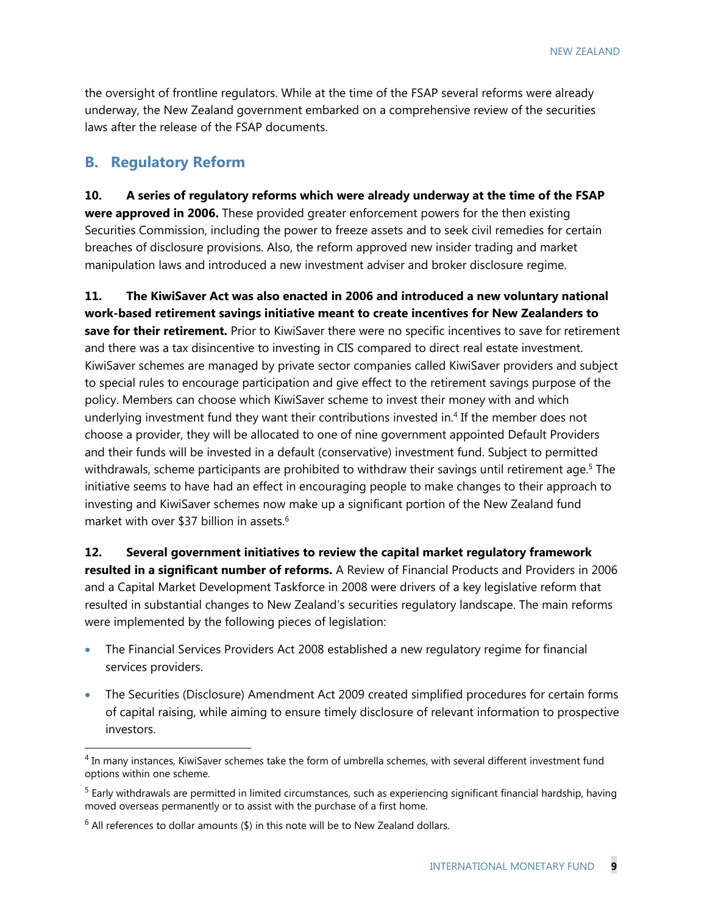the oversight of frontline regulators. While at the time of the FSAP several reforms were already underway, the New Zealand government embarked on a comprehensive review of the securities laws after the release of the FSAP documents.

## B. Regulatory Reform

**10. A series of regulatory reforms which were already underway at the time of the FSAP were approved in 2006.** These provided greater enforcement powers for the then existing Securities Commission, including the power to freeze assets and to seek civil remedies for certain breaches of disclosure provisions. Also, the reform approved new insider trading and market manipulation laws and introduced a new investment adviser and broker disclosure regime.

**11. The KiwiSaver Act was also enacted in 2006 and introduced a new voluntary national work-based retirement savings initiative meant to create incentives for New Zealanders to save for their retirement.** Prior to KiwiSaver there were no specific incentives to save for retirement and there was a tax disincentive to investing in CIS compared to direct real estate investment. KiwiSaver schemes are managed by private sector companies called KiwiSaver providers and subject to special rules to encourage participation and give effect to the retirement savings purpose of the policy. Members can choose which KiwiSaver scheme to invest their money with and which underlying investment fund they want their contributions invested in.[4] If the member does not choose a provider, they will be allocated to one of nine government appointed Default Providers and their funds will be invested in a default (conservative) investment fund. Subject to permitted withdrawals, scheme participants are prohibited to withdraw their savings until retirement age.[5] The initiative seems to have had an effect in encouraging people to make changes to their approach to investing and KiwiSaver schemes now make up a significant portion of the New Zealand fund market with over $37 billion in assets.[6]

**12. Several government initiatives to review the capital market regulatory framework resulted in a significant number of reforms.** A Review of Financial Products and Providers in 2006 and a Capital Market Development Taskforce in 2008 were drivers of a key legislative reform that resulted in substantial changes to New Zealand's securities regulatory landscape. The main reforms were implemented by the following pieces of legislation:

- The Financial Services Providers Act 2008 established a new regulatory regime for financial services providers.
- The Securities (Disclosure) Amendment Act 2009 created simplified procedures for certain forms of capital raising, while aiming to ensure timely disclosure of relevant information to prospective investors.

---

[4] In many instances, KiwiSaver schemes take the form of umbrella schemes, with several different investment fund options within one scheme.

[5] Early withdrawals are permitted in limited circumstances, such as experiencing significant financial hardship, having moved overseas permanently or to assist with the purchase of a first home.

[6] All references to dollar amounts ($) in this note will be to New Zealand dollars.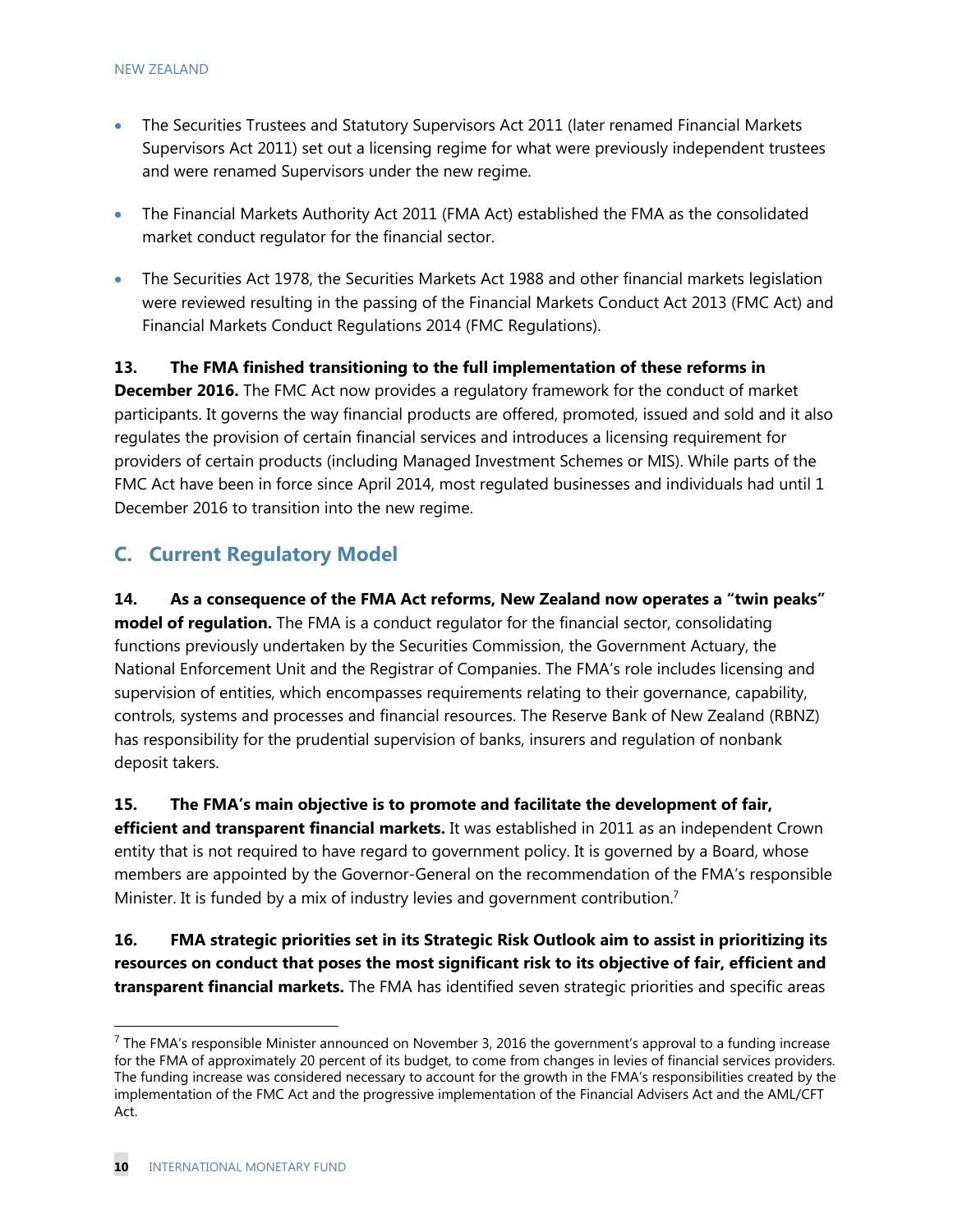- The Securities Trustees and Statutory Supervisors Act 2011 (later renamed Financial Markets Supervisors Act 2011) set out a licensing regime for what were previously independent trustees and were renamed Supervisors under the new regime.

- The Financial Markets Authority Act 2011 (FMA Act) established the FMA as the consolidated market conduct regulator for the financial sector.

- The Securities Act 1978, the Securities Markets Act 1988 and other financial markets legislation were reviewed resulting in the passing of the Financial Markets Conduct Act 2013 (FMC Act) and Financial Markets Conduct Regulations 2014 (FMC Regulations).

**13. The FMA finished transitioning to the full implementation of these reforms in December 2016.** The FMC Act now provides a regulatory framework for the conduct of market participants. It governs the way financial products are offered, promoted, issued and sold and it also regulates the provision of certain financial services and introduces a licensing requirement for providers of certain products (including Managed Investment Schemes or MIS). While parts of the FMC Act have been in force since April 2014, most regulated businesses and individuals had until 1 December 2016 to transition into the new regime.

## C. Current Regulatory Model

**14. As a consequence of the FMA Act reforms, New Zealand now operates a "twin peaks" model of regulation.** The FMA is a conduct regulator for the financial sector, consolidating functions previously undertaken by the Securities Commission, the Government Actuary, the National Enforcement Unit and the Registrar of Companies. The FMA's role includes licensing and supervision of entities, which encompasses requirements relating to their governance, capability, controls, systems and processes and financial resources. The Reserve Bank of New Zealand (RBNZ) has responsibility for the prudential supervision of banks, insurers and regulation of nonbank deposit takers.

**15. The FMA's main objective is to promote and facilitate the development of fair, efficient and transparent financial markets.** It was established in 2011 as an independent Crown entity that is not required to have regard to government policy. It is governed by a Board, whose members are appointed by the Governor-General on the recommendation of the FMA's responsible Minister. It is funded by a mix of industry levies and government contribution.[7]

**16. FMA strategic priorities set in its Strategic Risk Outlook aim to assist in prioritizing its resources on conduct that poses the most significant risk to its objective of fair, efficient and transparent financial markets.** The FMA has identified seven strategic priorities and specific areas

[7] The FMA's responsible Minister announced on November 3, 2016 the government's approval to a funding increase for the FMA of approximately 20 percent of its budget, to come from changes in levies of financial services providers. The funding increase was considered necessary to account for the growth in the FMA's responsibilities created by the implementation of the FMC Act and the progressive implementation of the Financial Advisers Act and the AML/CFT Act.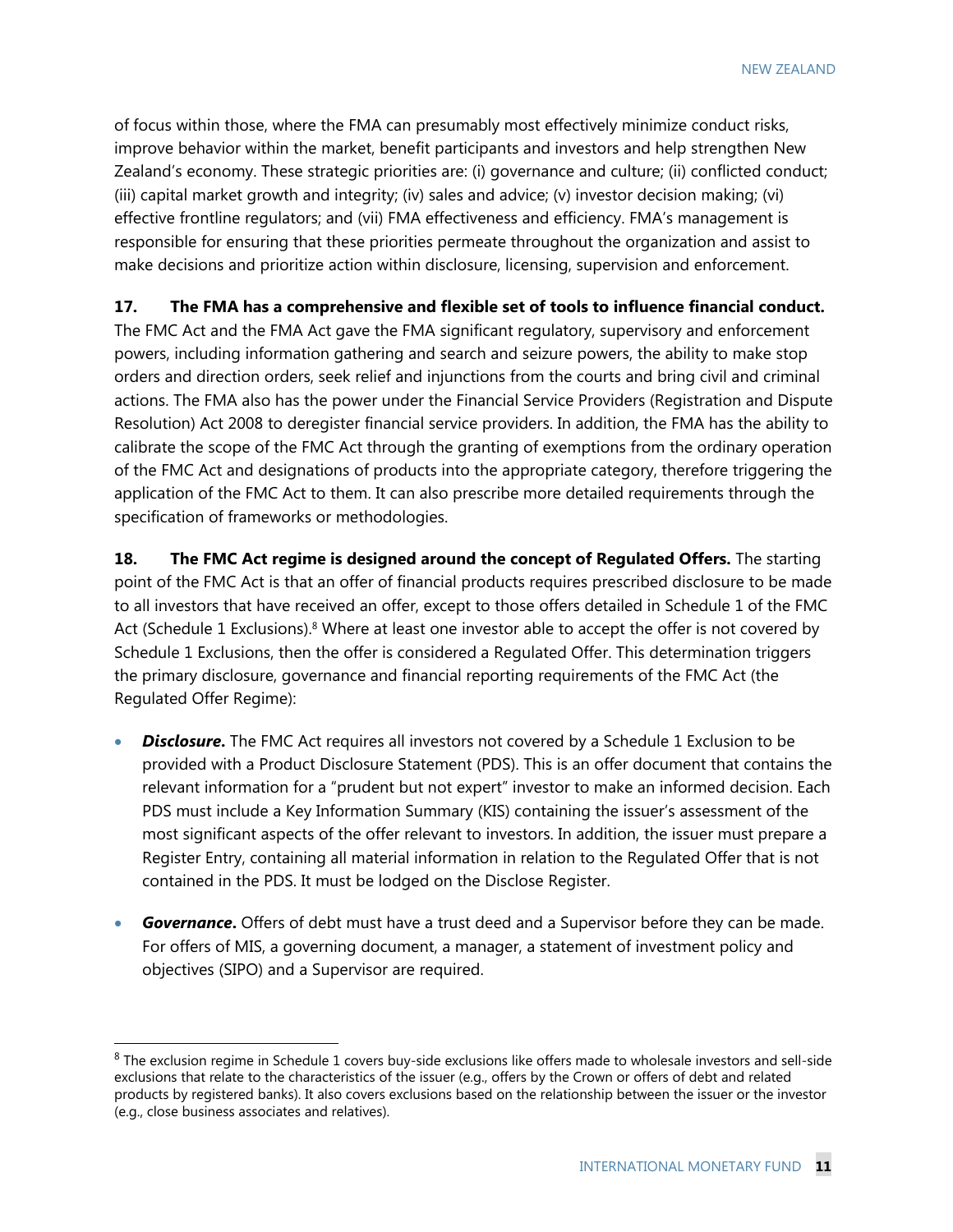of focus within those, where the FMA can presumably most effectively minimize conduct risks, improve behavior within the market, benefit participants and investors and help strengthen New Zealand's economy. These strategic priorities are: (i) governance and culture; (ii) conflicted conduct; (iii) capital market growth and integrity; (iv) sales and advice; (v) investor decision making; (vi) effective frontline regulators; and (vii) FMA effectiveness and efficiency. FMA's management is responsible for ensuring that these priorities permeate throughout the organization and assist to make decisions and prioritize action within disclosure, licensing, supervision and enforcement.

**17. The FMA has a comprehensive and flexible set of tools to influence financial conduct.** The FMC Act and the FMA Act gave the FMA significant regulatory, supervisory and enforcement powers, including information gathering and search and seizure powers, the ability to make stop orders and direction orders, seek relief and injunctions from the courts and bring civil and criminal actions. The FMA also has the power under the Financial Service Providers (Registration and Dispute Resolution) Act 2008 to deregister financial service providers. In addition, the FMA has the ability to calibrate the scope of the FMC Act through the granting of exemptions from the ordinary operation of the FMC Act and designations of products into the appropriate category, therefore triggering the application of the FMC Act to them. It can also prescribe more detailed requirements through the specification of frameworks or methodologies.

**18. The FMC Act regime is designed around the concept of Regulated Offers.** The starting point of the FMC Act is that an offer of financial products requires prescribed disclosure to be made to all investors that have received an offer, except to those offers detailed in Schedule 1 of the FMC Act (Schedule 1 Exclusions).[8] Where at least one investor able to accept the offer is not covered by Schedule 1 Exclusions, then the offer is considered a Regulated Offer. This determination triggers the primary disclosure, governance and financial reporting requirements of the FMC Act (the Regulated Offer Regime):

- ***Disclosure***. The FMC Act requires all investors not covered by a Schedule 1 Exclusion to be provided with a Product Disclosure Statement (PDS). This is an offer document that contains the relevant information for a "prudent but not expert" investor to make an informed decision. Each PDS must include a Key Information Summary (KIS) containing the issuer's assessment of the most significant aspects of the offer relevant to investors. In addition, the issuer must prepare a Register Entry, containing all material information in relation to the Regulated Offer that is not contained in the PDS. It must be lodged on the Disclose Register.

- ***Governance***. Offers of debt must have a trust deed and a Supervisor before they can be made. For offers of MIS, a governing document, a manager, a statement of investment policy and objectives (SIPO) and a Supervisor are required.

[8] The exclusion regime in Schedule 1 covers buy-side exclusions like offers made to wholesale investors and sell-side exclusions that relate to the characteristics of the issuer (e.g., offers by the Crown or offers of debt and related products by registered banks). It also covers exclusions based on the relationship between the issuer or the investor (e.g., close business associates and relatives).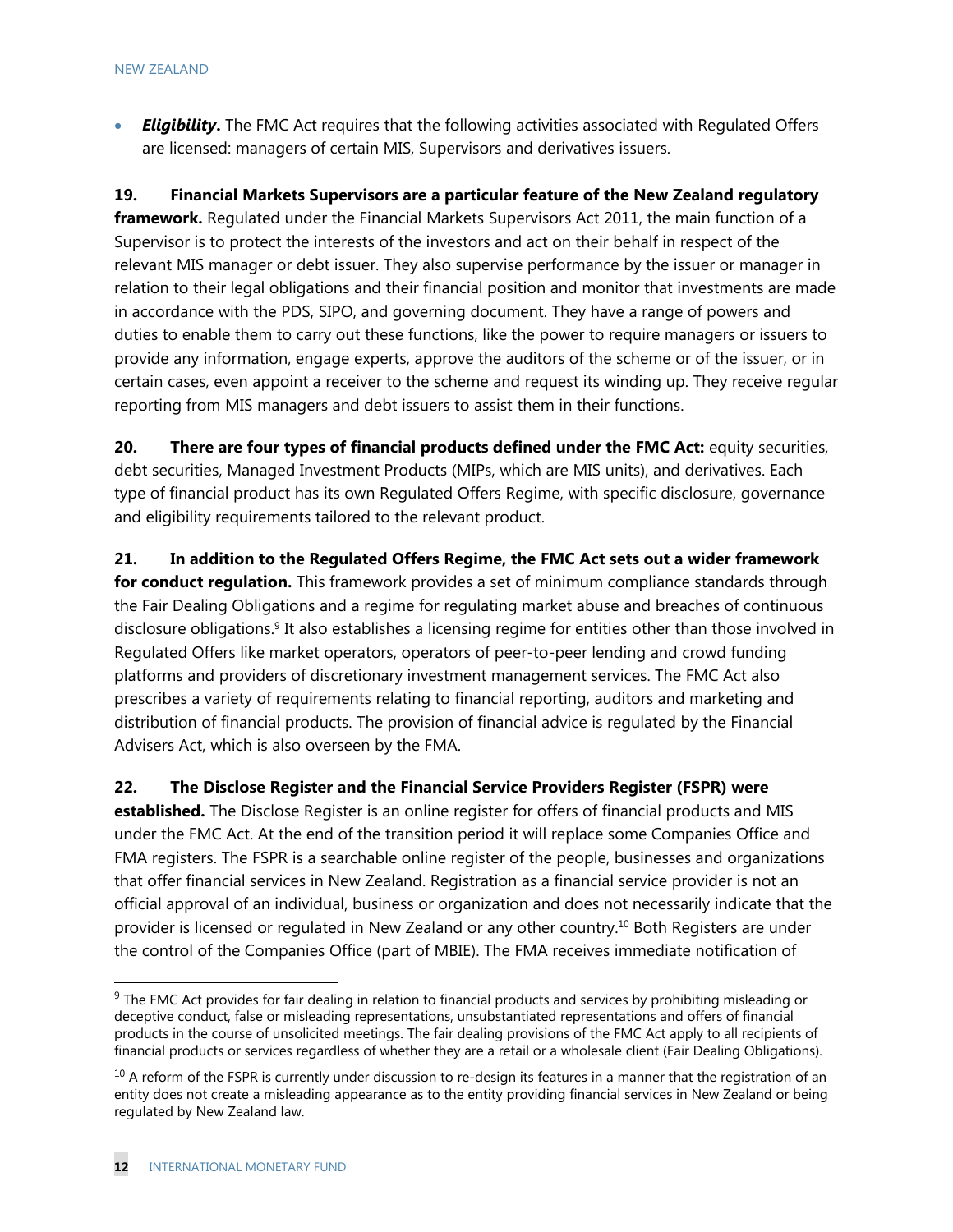- ***Eligibility*.** The FMC Act requires that the following activities associated with Regulated Offers are licensed: managers of certain MIS, Supervisors and derivatives issuers.

**19. Financial Markets Supervisors are a particular feature of the New Zealand regulatory framework.** Regulated under the Financial Markets Supervisors Act 2011, the main function of a Supervisor is to protect the interests of the investors and act on their behalf in respect of the relevant MIS manager or debt issuer. They also supervise performance by the issuer or manager in relation to their legal obligations and their financial position and monitor that investments are made in accordance with the PDS, SIPO, and governing document. They have a range of powers and duties to enable them to carry out these functions, like the power to require managers or issuers to provide any information, engage experts, approve the auditors of the scheme or of the issuer, or in certain cases, even appoint a receiver to the scheme and request its winding up. They receive regular reporting from MIS managers and debt issuers to assist them in their functions.

**20. There are four types of financial products defined under the FMC Act:** equity securities, debt securities, Managed Investment Products (MIPs, which are MIS units), and derivatives. Each type of financial product has its own Regulated Offers Regime, with specific disclosure, governance and eligibility requirements tailored to the relevant product.

**21. In addition to the Regulated Offers Regime, the FMC Act sets out a wider framework for conduct regulation.** This framework provides a set of minimum compliance standards through the Fair Dealing Obligations and a regime for regulating market abuse and breaches of continuous disclosure obligations.[9] It also establishes a licensing regime for entities other than those involved in Regulated Offers like market operators, operators of peer-to-peer lending and crowd funding platforms and providers of discretionary investment management services. The FMC Act also prescribes a variety of requirements relating to financial reporting, auditors and marketing and distribution of financial products. The provision of financial advice is regulated by the Financial Advisers Act, which is also overseen by the FMA.

**22. The Disclose Register and the Financial Service Providers Register (FSPR) were established.** The Disclose Register is an online register for offers of financial products and MIS under the FMC Act. At the end of the transition period it will replace some Companies Office and FMA registers. The FSPR is a searchable online register of the people, businesses and organizations that offer financial services in New Zealand. Registration as a financial service provider is not an official approval of an individual, business or organization and does not necessarily indicate that the provider is licensed or regulated in New Zealand or any other country.[10] Both Registers are under the control of the Companies Office (part of MBIE). The FMA receives immediate notification of

---

[9] The FMC Act provides for fair dealing in relation to financial products and services by prohibiting misleading or deceptive conduct, false or misleading representations, unsubstantiated representations and offers of financial products in the course of unsolicited meetings. The fair dealing provisions of the FMC Act apply to all recipients of financial products or services regardless of whether they are a retail or a wholesale client (Fair Dealing Obligations).

[10] A reform of the FSPR is currently under discussion to re-design its features in a manner that the registration of an entity does not create a misleading appearance as to the entity providing financial services in New Zealand or being regulated by New Zealand law.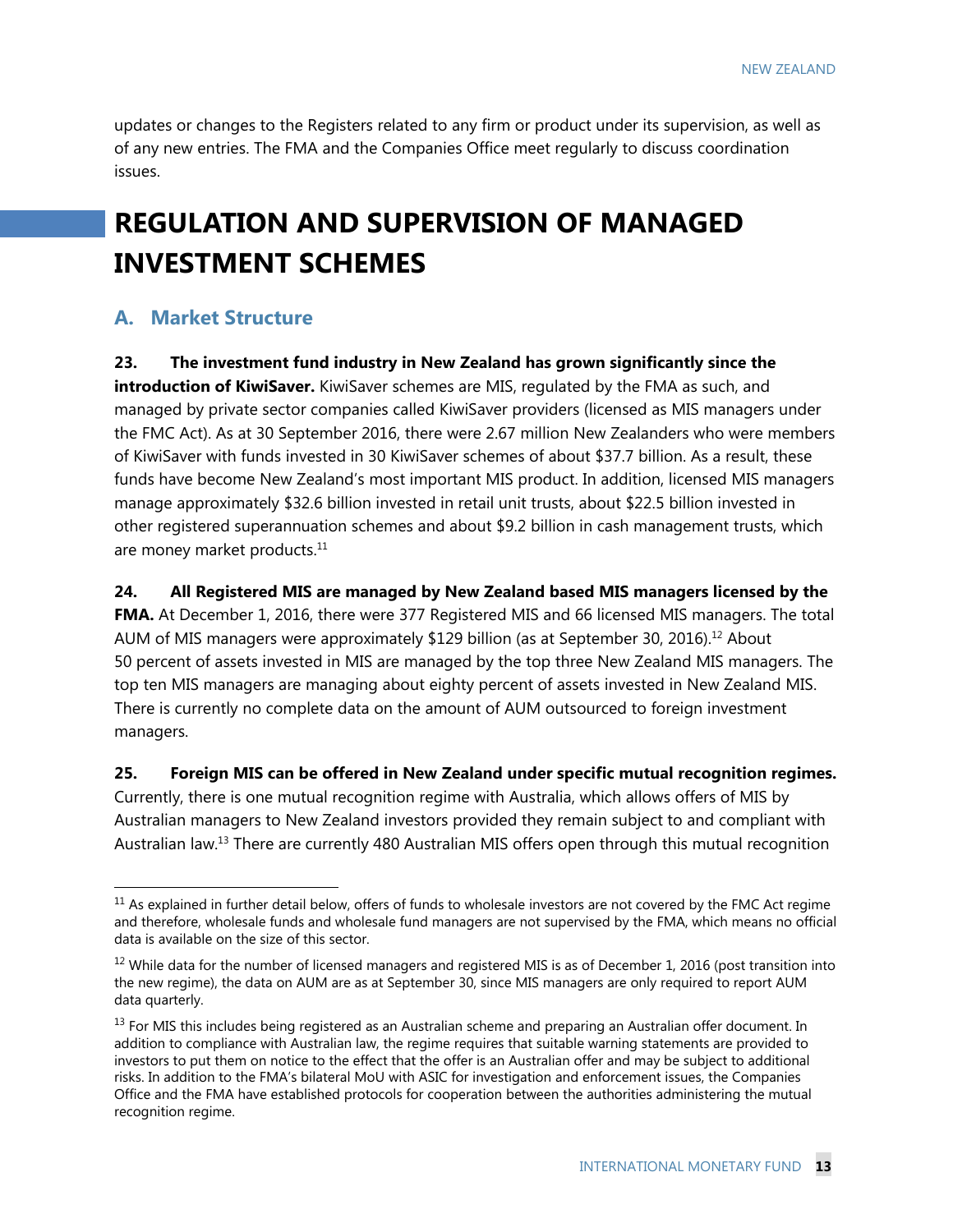updates or changes to the Registers related to any firm or product under its supervision, as well as of any new entries. The FMA and the Companies Office meet regularly to discuss coordination issues.

# REGULATION AND SUPERVISION OF MANAGED INVESTMENT SCHEMES

## A. Market Structure

**23. The investment fund industry in New Zealand has grown significantly since the introduction of KiwiSaver.** KiwiSaver schemes are MIS, regulated by the FMA as such, and managed by private sector companies called KiwiSaver providers (licensed as MIS managers under the FMC Act). As at 30 September 2016, there were 2.67 million New Zealanders who were members of KiwiSaver with funds invested in 30 KiwiSaver schemes of about $37.7 billion. As a result, these funds have become New Zealand's most important MIS product. In addition, licensed MIS managers manage approximately $32.6 billion invested in retail unit trusts, about $22.5 billion invested in other registered superannuation schemes and about $9.2 billion in cash management trusts, which are money market products.[11]

**24. All Registered MIS are managed by New Zealand based MIS managers licensed by the FMA.** At December 1, 2016, there were 377 Registered MIS and 66 licensed MIS managers. The total AUM of MIS managers were approximately $129 billion (as at September 30, 2016).[12] About 50 percent of assets invested in MIS are managed by the top three New Zealand MIS managers. The top ten MIS managers are managing about eighty percent of assets invested in New Zealand MIS. There is currently no complete data on the amount of AUM outsourced to foreign investment managers.

**25. Foreign MIS can be offered in New Zealand under specific mutual recognition regimes.** Currently, there is one mutual recognition regime with Australia, which allows offers of MIS by Australian managers to New Zealand investors provided they remain subject to and compliant with Australian law.[13] There are currently 480 Australian MIS offers open through this mutual recognition

---

[11] As explained in further detail below, offers of funds to wholesale investors are not covered by the FMC Act regime and therefore, wholesale funds and wholesale fund managers are not supervised by the FMA, which means no official data is available on the size of this sector.

[12] While data for the number of licensed managers and registered MIS is as of December 1, 2016 (post transition into the new regime), the data on AUM are as at September 30, since MIS managers are only required to report AUM data quarterly.

[13] For MIS this includes being registered as an Australian scheme and preparing an Australian offer document. In addition to compliance with Australian law, the regime requires that suitable warning statements are provided to investors to put them on notice to the effect that the offer is an Australian offer and may be subject to additional risks. In addition to the FMA's bilateral MoU with ASIC for investigation and enforcement issues, the Companies Office and the FMA have established protocols for cooperation between the authorities administering the mutual recognition regime.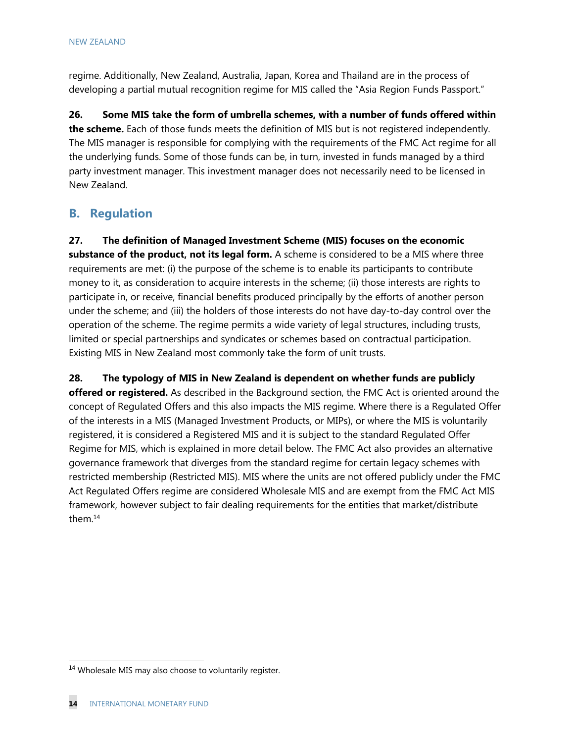regime. Additionally, New Zealand, Australia, Japan, Korea and Thailand are in the process of developing a partial mutual recognition regime for MIS called the "Asia Region Funds Passport."

**26. Some MIS take the form of umbrella schemes, with a number of funds offered within the scheme.** Each of those funds meets the definition of MIS but is not registered independently. The MIS manager is responsible for complying with the requirements of the FMC Act regime for all the underlying funds. Some of those funds can be, in turn, invested in funds managed by a third party investment manager. This investment manager does not necessarily need to be licensed in New Zealand.

## B. Regulation

**27. The definition of Managed Investment Scheme (MIS) focuses on the economic substance of the product, not its legal form.** A scheme is considered to be a MIS where three requirements are met: (i) the purpose of the scheme is to enable its participants to contribute money to it, as consideration to acquire interests in the scheme; (ii) those interests are rights to participate in, or receive, financial benefits produced principally by the efforts of another person under the scheme; and (iii) the holders of those interests do not have day-to-day control over the operation of the scheme. The regime permits a wide variety of legal structures, including trusts, limited or special partnerships and syndicates or schemes based on contractual participation. Existing MIS in New Zealand most commonly take the form of unit trusts.

**28. The typology of MIS in New Zealand is dependent on whether funds are publicly offered or registered.** As described in the Background section, the FMC Act is oriented around the concept of Regulated Offers and this also impacts the MIS regime. Where there is a Regulated Offer of the interests in a MIS (Managed Investment Products, or MIPs), or where the MIS is voluntarily registered, it is considered a Registered MIS and it is subject to the standard Regulated Offer Regime for MIS, which is explained in more detail below. The FMC Act also provides an alternative governance framework that diverges from the standard regime for certain legacy schemes with restricted membership (Restricted MIS). MIS where the units are not offered publicly under the FMC Act Regulated Offers regime are considered Wholesale MIS and are exempt from the FMC Act MIS framework, however subject to fair dealing requirements for the entities that market/distribute them.[14]

[14] Wholesale MIS may also choose to voluntarily register.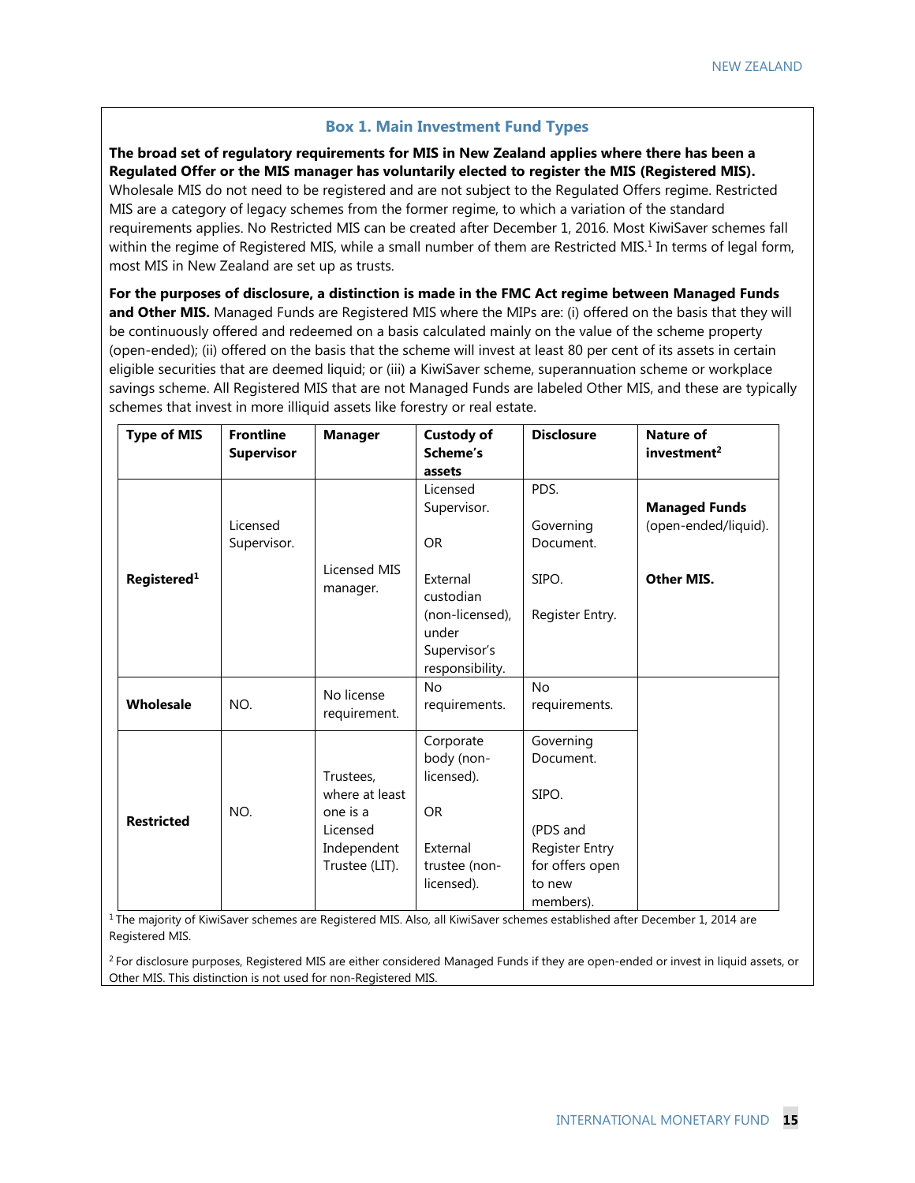## Box 1. Main Investment Fund Types

**The broad set of regulatory requirements for MIS in New Zealand applies where there has been a Regulated Offer or the MIS manager has voluntarily elected to register the MIS (Registered MIS).** Wholesale MIS do not need to be registered and are not subject to the Regulated Offers regime. Restricted MIS are a category of legacy schemes from the former regime, to which a variation of the standard requirements applies. No Restricted MIS can be created after December 1, 2016. Most KiwiSaver schemes fall within the regime of Registered MIS, while a small number of them are Restricted MIS.[1] In terms of legal form, most MIS in New Zealand are set up as trusts.

**For the purposes of disclosure, a distinction is made in the FMC Act regime between Managed Funds and Other MIS.** Managed Funds are Registered MIS where the MIPs are: (i) offered on the basis that they will be continuously offered and redeemed on a basis calculated mainly on the value of the scheme property (open-ended); (ii) offered on the basis that the scheme will invest at least 80 per cent of its assets in certain eligible securities that are deemed liquid; or (iii) a KiwiSaver scheme, superannuation scheme or workplace savings scheme. All Registered MIS that are not Managed Funds are labeled Other MIS, and these are typically schemes that invest in more illiquid assets like forestry or real estate.

| Type of MIS | Frontline Supervisor | Manager | Custody of Scheme's assets | Disclosure | Nature of investment[2] |
|---|---|---|---|---|---|
| **Registered**[1] | Licensed Supervisor. | Licensed MIS manager. | Licensed Supervisor.<br><br>OR<br><br>External custodian (non-licensed), under Supervisor's responsibility. | PDS.<br><br>Governing Document.<br><br>SIPO.<br><br>Register Entry. | **Managed Funds** (open-ended/liquid).<br><br>**Other MIS.** |
| **Wholesale** | NO. | No license requirement. | No requirements. | No requirements. | |
| **Restricted** | NO. | Trustees, where at least one is a Licensed Independent Trustee (LIT). | Corporate body (non-licensed).<br><br>OR<br><br>External trustee (non-licensed). | Governing Document.<br><br>SIPO.<br><br>(PDS and Register Entry for offers open to new members). | |

[1] The majority of KiwiSaver schemes are Registered MIS. Also, all KiwiSaver schemes established after December 1, 2014 are Registered MIS.

[2] For disclosure purposes, Registered MIS are either considered Managed Funds if they are open-ended or invest in liquid assets, or Other MIS. This distinction is not used for non-Registered MIS.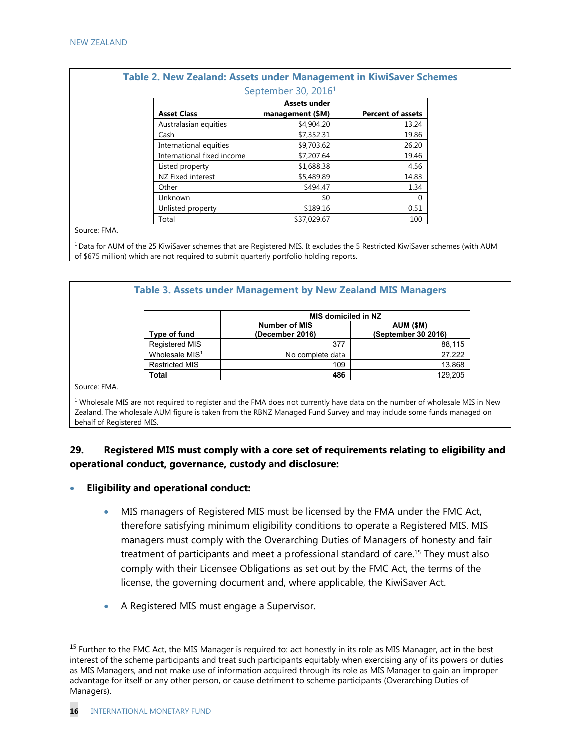**Table 2. New Zealand: Assets under Management in KiwiSaver Schemes**

September 30, 2016[1]

| Asset Class | Assets under management ($M) | Percent of assets |
|---|---|---|
| Australasian equities | $4,904.20 | 13.24 |
| Cash | $7,352.31 | 19.86 |
| International equities | $9,703.62 | 26.20 |
| International fixed income | $7,207.64 | 19.46 |
| Listed property | $1,688.38 | 4.56 |
| NZ Fixed interest | $5,489.89 | 14.83 |
| Other | $494.47 | 1.34 |
| Unknown | $0 | 0 |
| Unlisted property | $189.16 | 0.51 |
| Total | $37,029.67 | 100 |

Source: FMA.

[1] Data for AUM of the 25 KiwiSaver schemes that are Registered MIS. It excludes the 5 Restricted KiwiSaver schemes (with AUM of $675 million) which are not required to submit quarterly portfolio holding reports.

**Table 3. Assets under Management by New Zealand MIS Managers**

| | MIS domiciled in NZ | |
|---|---|---|
| Type of fund | Number of MIS (December 2016) | AUM ($M) (September 30 2016) |
| Registered MIS | 377 | 88,115 |
| Wholesale MIS[1] | No complete data | 27,222 |
| Restricted MIS | 109 | 13,868 |
| **Total** | **486** | 129,205 |

Source: FMA.

[1] Wholesale MIS are not required to register and the FMA does not currently have data on the number of wholesale MIS in New Zealand. The wholesale AUM figure is taken from the RBNZ Managed Fund Survey and may include some funds managed on behalf of Registered MIS.

**29. Registered MIS must comply with a core set of requirements relating to eligibility and operational conduct, governance, custody and disclosure:**

- **Eligibility and operational conduct:**
  - MIS managers of Registered MIS must be licensed by the FMA under the FMC Act, therefore satisfying minimum eligibility conditions to operate a Registered MIS. MIS managers must comply with the Overarching Duties of Managers of honesty and fair treatment of participants and meet a professional standard of care.[15] They must also comply with their Licensee Obligations as set out by the FMC Act, the terms of the license, the governing document and, where applicable, the KiwiSaver Act.
  - A Registered MIS must engage a Supervisor.

[15] Further to the FMC Act, the MIS Manager is required to: act honestly in its role as MIS Manager, act in the best interest of the scheme participants and treat such participants equitably when exercising any of its powers or duties as MIS Managers, and not make use of information acquired through its role as MIS Manager to gain an improper advantage for itself or any other person, or cause detriment to scheme participants (Overarching Duties of Managers).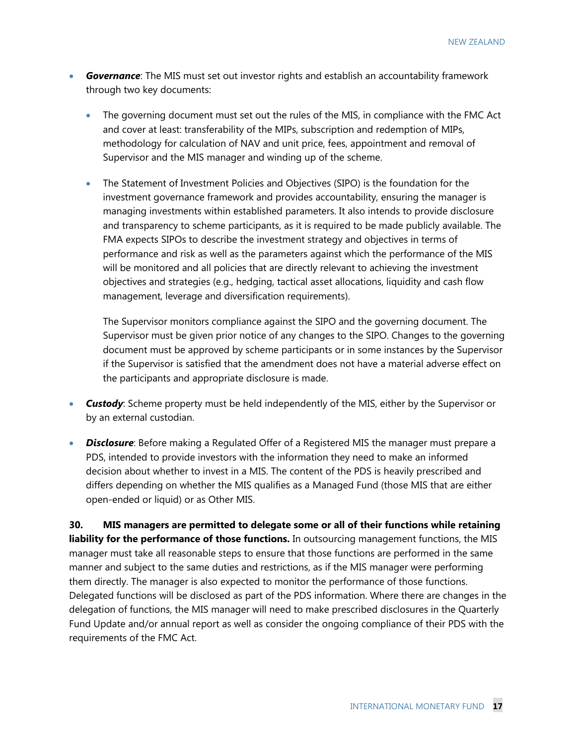- ***Governance***: The MIS must set out investor rights and establish an accountability framework through two key documents:

  - The governing document must set out the rules of the MIS, in compliance with the FMC Act and cover at least: transferability of the MIPs, subscription and redemption of MIPs, methodology for calculation of NAV and unit price, fees, appointment and removal of Supervisor and the MIS manager and winding up of the scheme.

  - The Statement of Investment Policies and Objectives (SIPO) is the foundation for the investment governance framework and provides accountability, ensuring the manager is managing investments within established parameters. It also intends to provide disclosure and transparency to scheme participants, as it is required to be made publicly available. The FMA expects SIPOs to describe the investment strategy and objectives in terms of performance and risk as well as the parameters against which the performance of the MIS will be monitored and all policies that are directly relevant to achieving the investment objectives and strategies (e.g., hedging, tactical asset allocations, liquidity and cash flow management, leverage and diversification requirements).

    The Supervisor monitors compliance against the SIPO and the governing document. The Supervisor must be given prior notice of any changes to the SIPO. Changes to the governing document must be approved by scheme participants or in some instances by the Supervisor if the Supervisor is satisfied that the amendment does not have a material adverse effect on the participants and appropriate disclosure is made.

- ***Custody***: Scheme property must be held independently of the MIS, either by the Supervisor or by an external custodian.

- ***Disclosure***: Before making a Regulated Offer of a Registered MIS the manager must prepare a PDS, intended to provide investors with the information they need to make an informed decision about whether to invest in a MIS. The content of the PDS is heavily prescribed and differs depending on whether the MIS qualifies as a Managed Fund (those MIS that are either open-ended or liquid) or as Other MIS.

**30. MIS managers are permitted to delegate some or all of their functions while retaining liability for the performance of those functions.** In outsourcing management functions, the MIS manager must take all reasonable steps to ensure that those functions are performed in the same manner and subject to the same duties and restrictions, as if the MIS manager were performing them directly. The manager is also expected to monitor the performance of those functions. Delegated functions will be disclosed as part of the PDS information. Where there are changes in the delegation of functions, the MIS manager will need to make prescribed disclosures in the Quarterly Fund Update and/or annual report as well as consider the ongoing compliance of their PDS with the requirements of the FMC Act.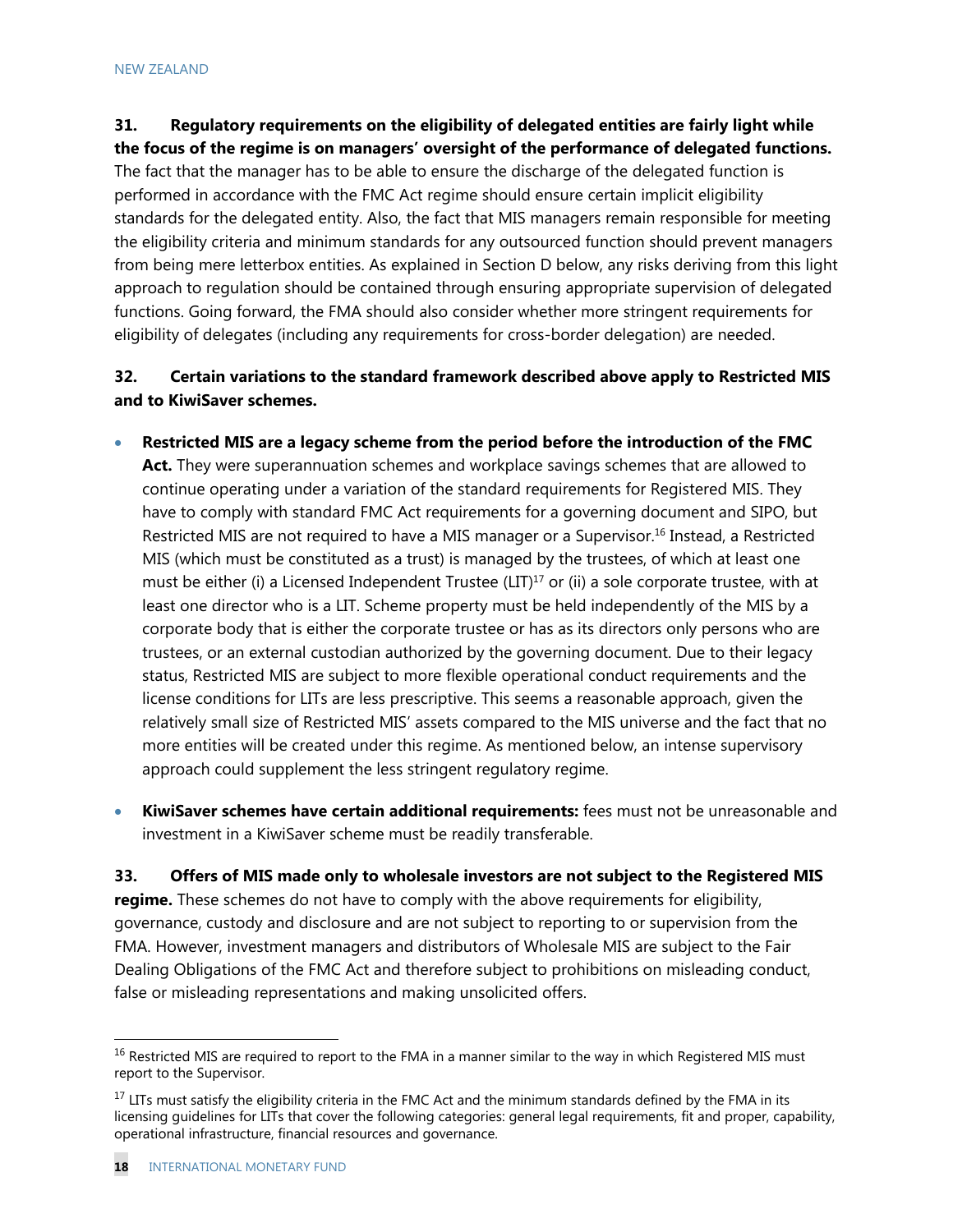**31. Regulatory requirements on the eligibility of delegated entities are fairly light while the focus of the regime is on managers' oversight of the performance of delegated functions.** The fact that the manager has to be able to ensure the discharge of the delegated function is performed in accordance with the FMC Act regime should ensure certain implicit eligibility standards for the delegated entity. Also, the fact that MIS managers remain responsible for meeting the eligibility criteria and minimum standards for any outsourced function should prevent managers from being mere letterbox entities. As explained in Section D below, any risks deriving from this light approach to regulation should be contained through ensuring appropriate supervision of delegated functions. Going forward, the FMA should also consider whether more stringent requirements for eligibility of delegates (including any requirements for cross-border delegation) are needed.

**32. Certain variations to the standard framework described above apply to Restricted MIS and to KiwiSaver schemes.**

- **Restricted MIS are a legacy scheme from the period before the introduction of the FMC Act.** They were superannuation schemes and workplace savings schemes that are allowed to continue operating under a variation of the standard requirements for Registered MIS. They have to comply with standard FMC Act requirements for a governing document and SIPO, but Restricted MIS are not required to have a MIS manager or a Supervisor.[16] Instead, a Restricted MIS (which must be constituted as a trust) is managed by the trustees, of which at least one must be either (i) a Licensed Independent Trustee (LIT)[17] or (ii) a sole corporate trustee, with at least one director who is a LIT. Scheme property must be held independently of the MIS by a corporate body that is either the corporate trustee or has as its directors only persons who are trustees, or an external custodian authorized by the governing document. Due to their legacy status, Restricted MIS are subject to more flexible operational conduct requirements and the license conditions for LITs are less prescriptive. This seems a reasonable approach, given the relatively small size of Restricted MIS' assets compared to the MIS universe and the fact that no more entities will be created under this regime. As mentioned below, an intense supervisory approach could supplement the less stringent regulatory regime.

- **KiwiSaver schemes have certain additional requirements:** fees must not be unreasonable and investment in a KiwiSaver scheme must be readily transferable.

**33. Offers of MIS made only to wholesale investors are not subject to the Registered MIS regime.** These schemes do not have to comply with the above requirements for eligibility, governance, custody and disclosure and are not subject to reporting to or supervision from the FMA. However, investment managers and distributors of Wholesale MIS are subject to the Fair Dealing Obligations of the FMC Act and therefore subject to prohibitions on misleading conduct, false or misleading representations and making unsolicited offers.

---

[16] Restricted MIS are required to report to the FMA in a manner similar to the way in which Registered MIS must report to the Supervisor.

[17] LITs must satisfy the eligibility criteria in the FMC Act and the minimum standards defined by the FMA in its licensing guidelines for LITs that cover the following categories: general legal requirements, fit and proper, capability, operational infrastructure, financial resources and governance.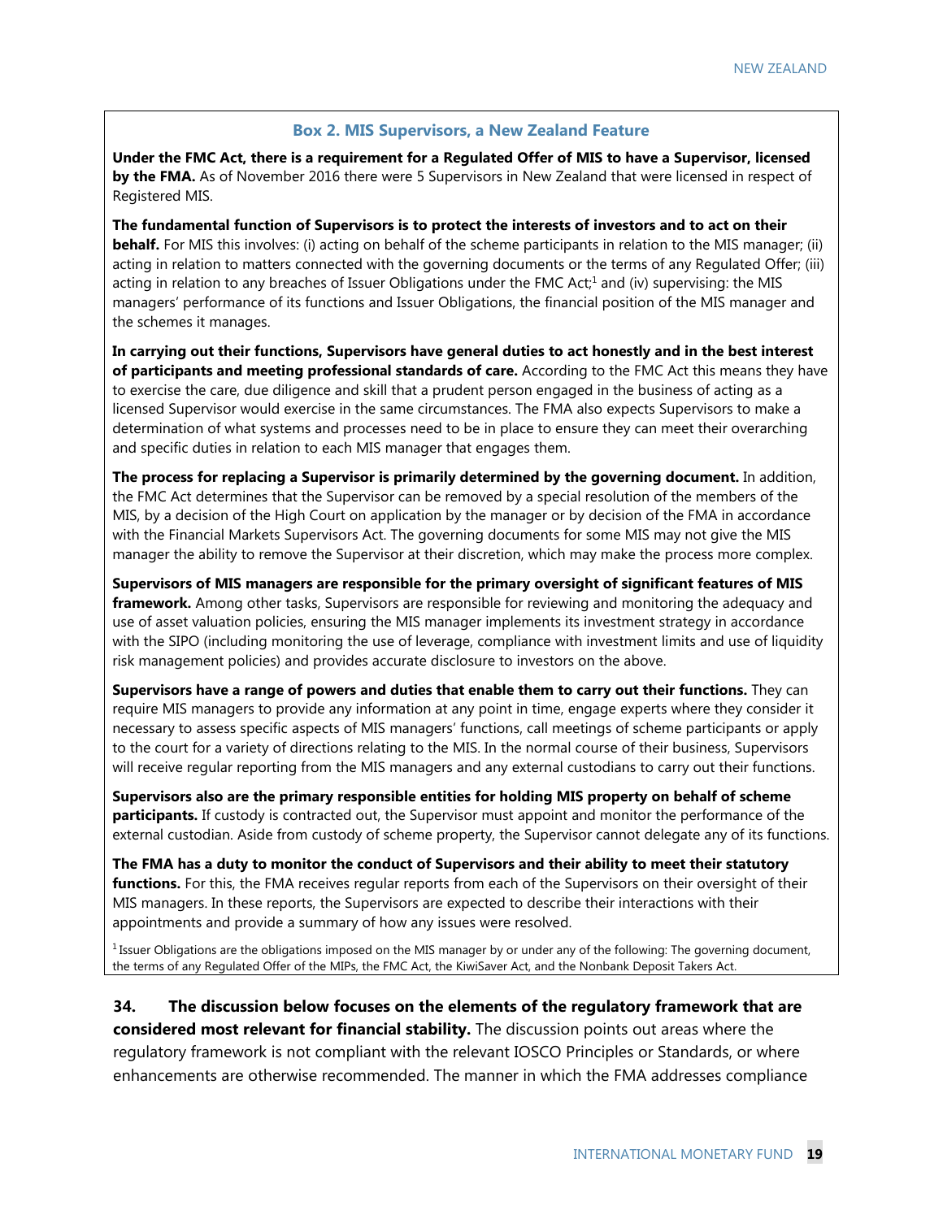### Box 2. MIS Supervisors, a New Zealand Feature

**Under the FMC Act, there is a requirement for a Regulated Offer of MIS to have a Supervisor, licensed by the FMA.** As of November 2016 there were 5 Supervisors in New Zealand that were licensed in respect of Registered MIS.

**The fundamental function of Supervisors is to protect the interests of investors and to act on their behalf.** For MIS this involves: (i) acting on behalf of the scheme participants in relation to the MIS manager; (ii) acting in relation to matters connected with the governing documents or the terms of any Regulated Offer; (iii) acting in relation to any breaches of Issuer Obligations under the FMC Act;[1] and (iv) supervising: the MIS managers' performance of its functions and Issuer Obligations, the financial position of the MIS manager and the schemes it manages.

**In carrying out their functions, Supervisors have general duties to act honestly and in the best interest of participants and meeting professional standards of care.** According to the FMC Act this means they have to exercise the care, due diligence and skill that a prudent person engaged in the business of acting as a licensed Supervisor would exercise in the same circumstances. The FMA also expects Supervisors to make a determination of what systems and processes need to be in place to ensure they can meet their overarching and specific duties in relation to each MIS manager that engages them.

**The process for replacing a Supervisor is primarily determined by the governing document.** In addition, the FMC Act determines that the Supervisor can be removed by a special resolution of the members of the MIS, by a decision of the High Court on application by the manager or by decision of the FMA in accordance with the Financial Markets Supervisors Act. The governing documents for some MIS may not give the MIS manager the ability to remove the Supervisor at their discretion, which may make the process more complex.

**Supervisors of MIS managers are responsible for the primary oversight of significant features of MIS framework.** Among other tasks, Supervisors are responsible for reviewing and monitoring the adequacy and use of asset valuation policies, ensuring the MIS manager implements its investment strategy in accordance with the SIPO (including monitoring the use of leverage, compliance with investment limits and use of liquidity risk management policies) and provides accurate disclosure to investors on the above.

**Supervisors have a range of powers and duties that enable them to carry out their functions.** They can require MIS managers to provide any information at any point in time, engage experts where they consider it necessary to assess specific aspects of MIS managers' functions, call meetings of scheme participants or apply to the court for a variety of directions relating to the MIS. In the normal course of their business, Supervisors will receive regular reporting from the MIS managers and any external custodians to carry out their functions.

**Supervisors also are the primary responsible entities for holding MIS property on behalf of scheme participants.** If custody is contracted out, the Supervisor must appoint and monitor the performance of the external custodian. Aside from custody of scheme property, the Supervisor cannot delegate any of its functions.

**The FMA has a duty to monitor the conduct of Supervisors and their ability to meet their statutory functions.** For this, the FMA receives regular reports from each of the Supervisors on their oversight of their MIS managers. In these reports, the Supervisors are expected to describe their interactions with their appointments and provide a summary of how any issues were resolved.

[1] Issuer Obligations are the obligations imposed on the MIS manager by or under any of the following: The governing document, the terms of any Regulated Offer of the MIPs, the FMC Act, the KiwiSaver Act, and the Nonbank Deposit Takers Act.

**34. The discussion below focuses on the elements of the regulatory framework that are considered most relevant for financial stability.** The discussion points out areas where the regulatory framework is not compliant with the relevant IOSCO Principles or Standards, or where enhancements are otherwise recommended. The manner in which the FMA addresses compliance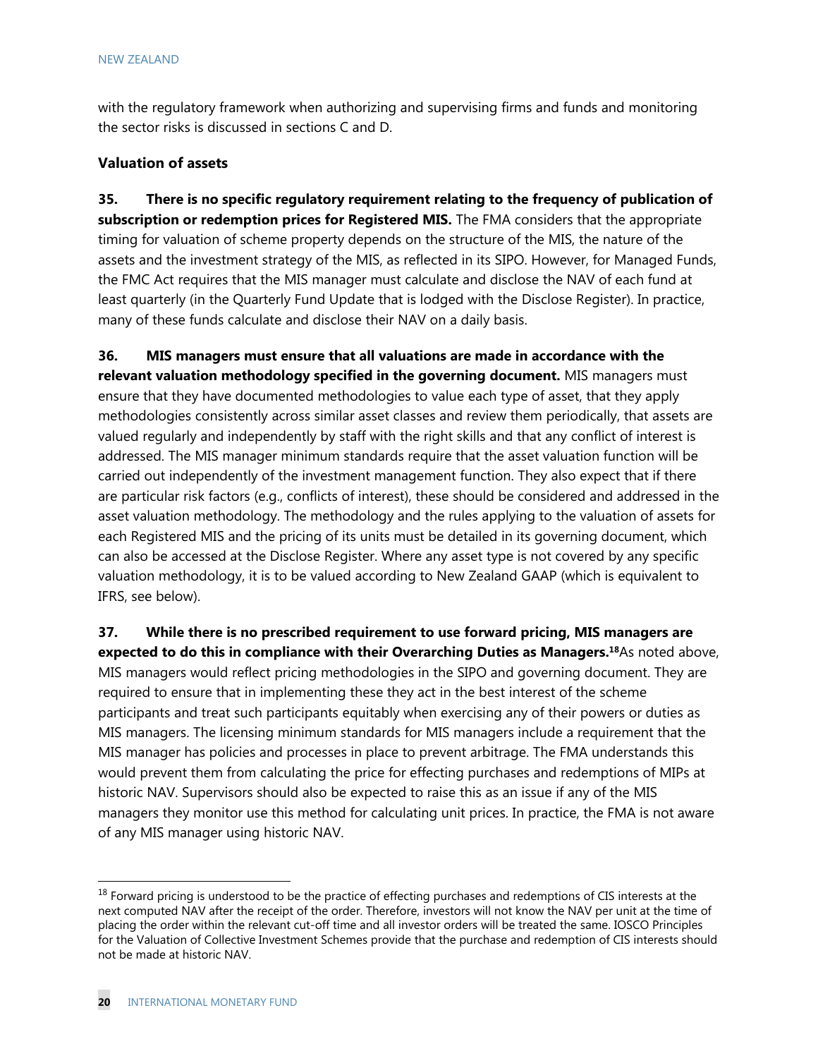with the regulatory framework when authorizing and supervising firms and funds and monitoring the sector risks is discussed in sections C and D.

**Valuation of assets**

**35. There is no specific regulatory requirement relating to the frequency of publication of subscription or redemption prices for Registered MIS.** The FMA considers that the appropriate timing for valuation of scheme property depends on the structure of the MIS, the nature of the assets and the investment strategy of the MIS, as reflected in its SIPO. However, for Managed Funds, the FMC Act requires that the MIS manager must calculate and disclose the NAV of each fund at least quarterly (in the Quarterly Fund Update that is lodged with the Disclose Register). In practice, many of these funds calculate and disclose their NAV on a daily basis.

**36. MIS managers must ensure that all valuations are made in accordance with the relevant valuation methodology specified in the governing document.** MIS managers must ensure that they have documented methodologies to value each type of asset, that they apply methodologies consistently across similar asset classes and review them periodically, that assets are valued regularly and independently by staff with the right skills and that any conflict of interest is addressed. The MIS manager minimum standards require that the asset valuation function will be carried out independently of the investment management function. They also expect that if there are particular risk factors (e.g., conflicts of interest), these should be considered and addressed in the asset valuation methodology. The methodology and the rules applying to the valuation of assets for each Registered MIS and the pricing of its units must be detailed in its governing document, which can also be accessed at the Disclose Register. Where any asset type is not covered by any specific valuation methodology, it is to be valued according to New Zealand GAAP (which is equivalent to IFRS, see below).

**37. While there is no prescribed requirement to use forward pricing, MIS managers are expected to do this in compliance with their Overarching Duties as Managers.**[18] As noted above, MIS managers would reflect pricing methodologies in the SIPO and governing document. They are required to ensure that in implementing these they act in the best interest of the scheme participants and treat such participants equitably when exercising any of their powers or duties as MIS managers. The licensing minimum standards for MIS managers include a requirement that the MIS manager has policies and processes in place to prevent arbitrage. The FMA understands this would prevent them from calculating the price for effecting purchases and redemptions of MIPs at historic NAV. Supervisors should also be expected to raise this as an issue if any of the MIS managers they monitor use this method for calculating unit prices. In practice, the FMA is not aware of any MIS manager using historic NAV.

[18] Forward pricing is understood to be the practice of effecting purchases and redemptions of CIS interests at the next computed NAV after the receipt of the order. Therefore, investors will not know the NAV per unit at the time of placing the order within the relevant cut-off time and all investor orders will be treated the same. IOSCO Principles for the Valuation of Collective Investment Schemes provide that the purchase and redemption of CIS interests should not be made at historic NAV.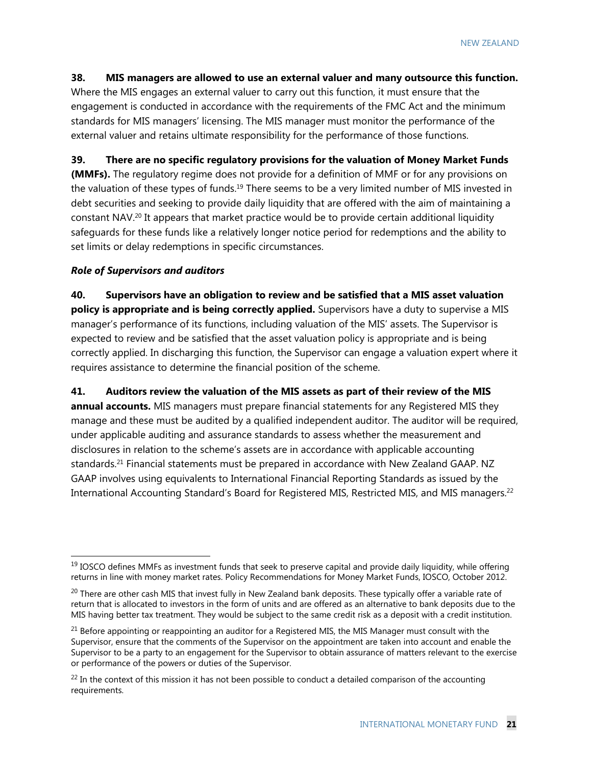**38. MIS managers are allowed to use an external valuer and many outsource this function.** Where the MIS engages an external valuer to carry out this function, it must ensure that the engagement is conducted in accordance with the requirements of the FMC Act and the minimum standards for MIS managers' licensing. The MIS manager must monitor the performance of the external valuer and retains ultimate responsibility for the performance of those functions.

**39. There are no specific regulatory provisions for the valuation of Money Market Funds (MMFs).** The regulatory regime does not provide for a definition of MMF or for any provisions on the valuation of these types of funds.[19] There seems to be a very limited number of MIS invested in debt securities and seeking to provide daily liquidity that are offered with the aim of maintaining a constant NAV.[20] It appears that market practice would be to provide certain additional liquidity safeguards for these funds like a relatively longer notice period for redemptions and the ability to set limits or delay redemptions in specific circumstances.

***Role of Supervisors and auditors***

**40. Supervisors have an obligation to review and be satisfied that a MIS asset valuation policy is appropriate and is being correctly applied.** Supervisors have a duty to supervise a MIS manager's performance of its functions, including valuation of the MIS' assets. The Supervisor is expected to review and be satisfied that the asset valuation policy is appropriate and is being correctly applied. In discharging this function, the Supervisor can engage a valuation expert where it requires assistance to determine the financial position of the scheme.

**41. Auditors review the valuation of the MIS assets as part of their review of the MIS annual accounts.** MIS managers must prepare financial statements for any Registered MIS they manage and these must be audited by a qualified independent auditor. The auditor will be required, under applicable auditing and assurance standards to assess whether the measurement and disclosures in relation to the scheme's assets are in accordance with applicable accounting standards.[21] Financial statements must be prepared in accordance with New Zealand GAAP. NZ GAAP involves using equivalents to International Financial Reporting Standards as issued by the International Accounting Standard's Board for Registered MIS, Restricted MIS, and MIS managers.[22]

---

[19] IOSCO defines MMFs as investment funds that seek to preserve capital and provide daily liquidity, while offering returns in line with money market rates. Policy Recommendations for Money Market Funds, IOSCO, October 2012.

[20] There are other cash MIS that invest fully in New Zealand bank deposits. These typically offer a variable rate of return that is allocated to investors in the form of units and are offered as an alternative to bank deposits due to the MIS having better tax treatment. They would be subject to the same credit risk as a deposit with a credit institution.

[21] Before appointing or reappointing an auditor for a Registered MIS, the MIS Manager must consult with the Supervisor, ensure that the comments of the Supervisor on the appointment are taken into account and enable the Supervisor to be a party to an engagement for the Supervisor to obtain assurance of matters relevant to the exercise or performance of the powers or duties of the Supervisor.

[22] In the context of this mission it has not been possible to conduct a detailed comparison of the accounting requirements.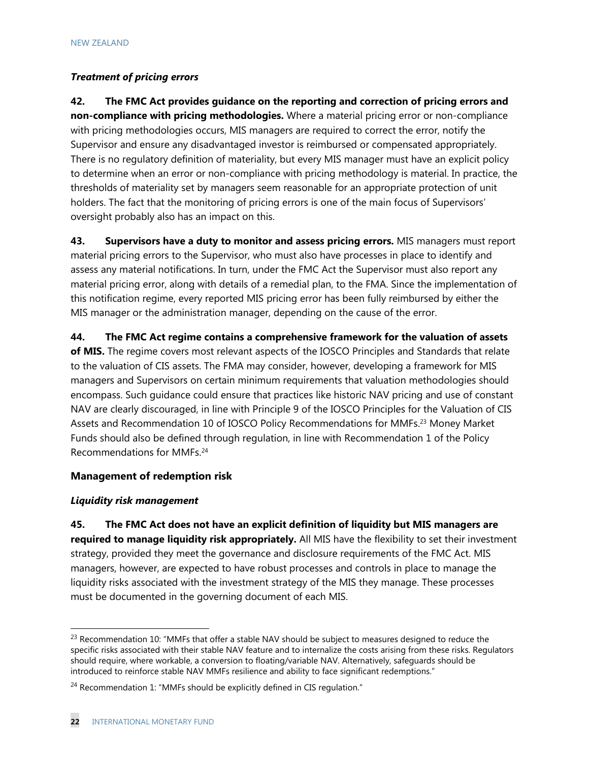### *Treatment of pricing errors*

**42. The FMC Act provides guidance on the reporting and correction of pricing errors and non-compliance with pricing methodologies.** Where a material pricing error or non-compliance with pricing methodologies occurs, MIS managers are required to correct the error, notify the Supervisor and ensure any disadvantaged investor is reimbursed or compensated appropriately. There is no regulatory definition of materiality, but every MIS manager must have an explicit policy to determine when an error or non-compliance with pricing methodology is material. In practice, the thresholds of materiality set by managers seem reasonable for an appropriate protection of unit holders. The fact that the monitoring of pricing errors is one of the main focus of Supervisors' oversight probably also has an impact on this.

**43. Supervisors have a duty to monitor and assess pricing errors.** MIS managers must report material pricing errors to the Supervisor, who must also have processes in place to identify and assess any material notifications. In turn, under the FMC Act the Supervisor must also report any material pricing error, along with details of a remedial plan, to the FMA. Since the implementation of this notification regime, every reported MIS pricing error has been fully reimbursed by either the MIS manager or the administration manager, depending on the cause of the error.

**44. The FMC Act regime contains a comprehensive framework for the valuation of assets of MIS.** The regime covers most relevant aspects of the IOSCO Principles and Standards that relate to the valuation of CIS assets. The FMA may consider, however, developing a framework for MIS managers and Supervisors on certain minimum requirements that valuation methodologies should encompass. Such guidance could ensure that practices like historic NAV pricing and use of constant NAV are clearly discouraged, in line with Principle 9 of the IOSCO Principles for the Valuation of CIS Assets and Recommendation 10 of IOSCO Policy Recommendations for MMFs.[23] Money Market Funds should also be defined through regulation, in line with Recommendation 1 of the Policy Recommendations for MMFs.[24]

## Management of redemption risk

### *Liquidity risk management*

**45. The FMC Act does not have an explicit definition of liquidity but MIS managers are required to manage liquidity risk appropriately.** All MIS have the flexibility to set their investment strategy, provided they meet the governance and disclosure requirements of the FMC Act. MIS managers, however, are expected to have robust processes and controls in place to manage the liquidity risks associated with the investment strategy of the MIS they manage. These processes must be documented in the governing document of each MIS.

---

[23] Recommendation 10: "MMFs that offer a stable NAV should be subject to measures designed to reduce the specific risks associated with their stable NAV feature and to internalize the costs arising from these risks. Regulators should require, where workable, a conversion to floating/variable NAV. Alternatively, safeguards should be introduced to reinforce stable NAV MMFs resilience and ability to face significant redemptions."

[24] Recommendation 1: "MMFs should be explicitly defined in CIS regulation."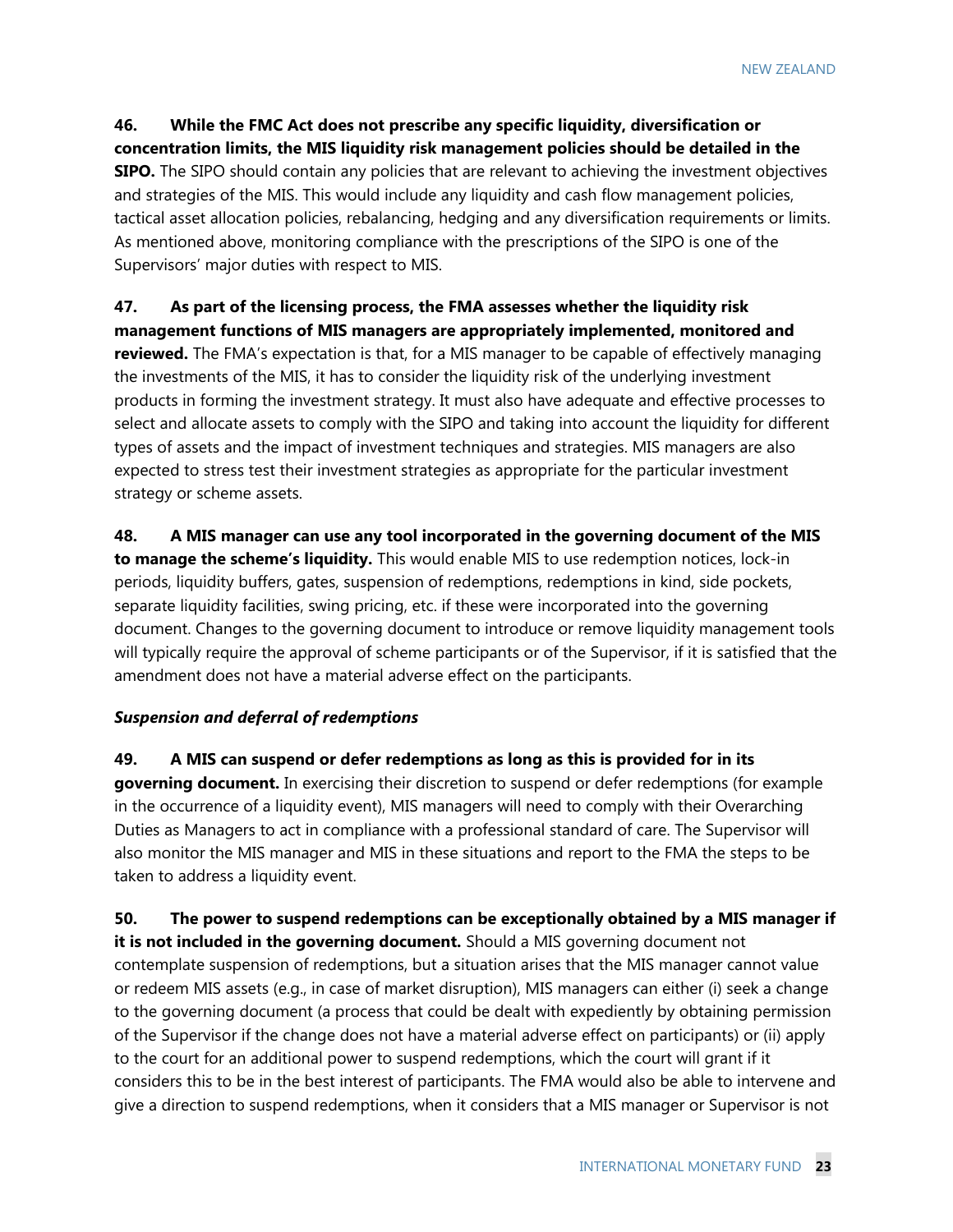**46. While the FMC Act does not prescribe any specific liquidity, diversification or concentration limits, the MIS liquidity risk management policies should be detailed in the SIPO.** The SIPO should contain any policies that are relevant to achieving the investment objectives and strategies of the MIS. This would include any liquidity and cash flow management policies, tactical asset allocation policies, rebalancing, hedging and any diversification requirements or limits. As mentioned above, monitoring compliance with the prescriptions of the SIPO is one of the Supervisors' major duties with respect to MIS.

**47. As part of the licensing process, the FMA assesses whether the liquidity risk management functions of MIS managers are appropriately implemented, monitored and reviewed.** The FMA's expectation is that, for a MIS manager to be capable of effectively managing the investments of the MIS, it has to consider the liquidity risk of the underlying investment products in forming the investment strategy. It must also have adequate and effective processes to select and allocate assets to comply with the SIPO and taking into account the liquidity for different types of assets and the impact of investment techniques and strategies. MIS managers are also expected to stress test their investment strategies as appropriate for the particular investment strategy or scheme assets.

**48. A MIS manager can use any tool incorporated in the governing document of the MIS to manage the scheme's liquidity.** This would enable MIS to use redemption notices, lock-in periods, liquidity buffers, gates, suspension of redemptions, redemptions in kind, side pockets, separate liquidity facilities, swing pricing, etc. if these were incorporated into the governing document. Changes to the governing document to introduce or remove liquidity management tools will typically require the approval of scheme participants or of the Supervisor, if it is satisfied that the amendment does not have a material adverse effect on the participants.

***Suspension and deferral of redemptions***

**49. A MIS can suspend or defer redemptions as long as this is provided for in its governing document.** In exercising their discretion to suspend or defer redemptions (for example in the occurrence of a liquidity event), MIS managers will need to comply with their Overarching Duties as Managers to act in compliance with a professional standard of care. The Supervisor will also monitor the MIS manager and MIS in these situations and report to the FMA the steps to be taken to address a liquidity event.

**50. The power to suspend redemptions can be exceptionally obtained by a MIS manager if it is not included in the governing document.** Should a MIS governing document not contemplate suspension of redemptions, but a situation arises that the MIS manager cannot value or redeem MIS assets (e.g., in case of market disruption), MIS managers can either (i) seek a change to the governing document (a process that could be dealt with expediently by obtaining permission of the Supervisor if the change does not have a material adverse effect on participants) or (ii) apply to the court for an additional power to suspend redemptions, which the court will grant if it considers this to be in the best interest of participants. The FMA would also be able to intervene and give a direction to suspend redemptions, when it considers that a MIS manager or Supervisor is not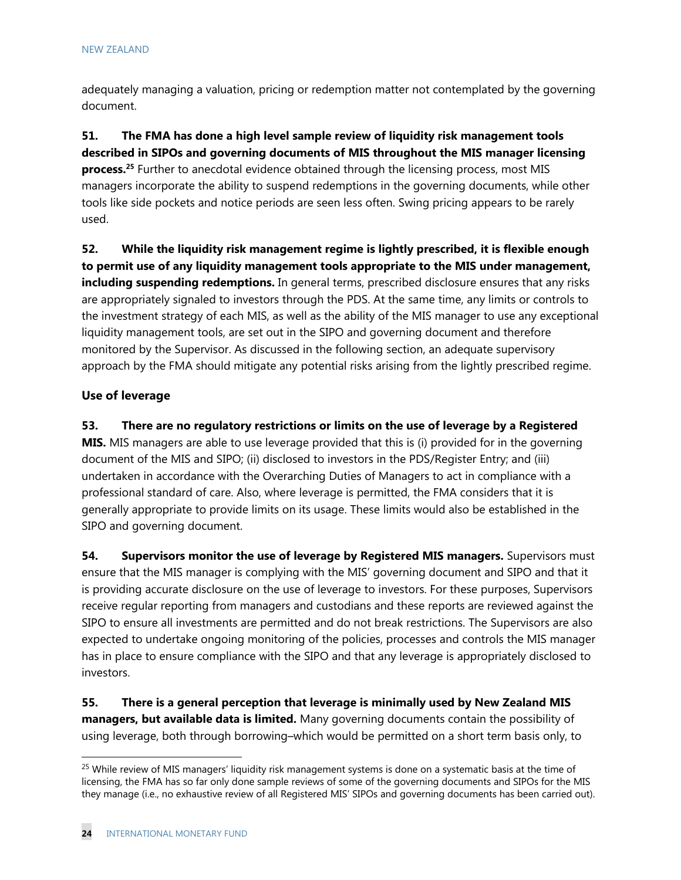adequately managing a valuation, pricing or redemption matter not contemplated by the governing document.

**51. The FMA has done a high level sample review of liquidity risk management tools described in SIPOs and governing documents of MIS throughout the MIS manager licensing process.**[25] Further to anecdotal evidence obtained through the licensing process, most MIS managers incorporate the ability to suspend redemptions in the governing documents, while other tools like side pockets and notice periods are seen less often. Swing pricing appears to be rarely used.

**52. While the liquidity risk management regime is lightly prescribed, it is flexible enough to permit use of any liquidity management tools appropriate to the MIS under management, including suspending redemptions.** In general terms, prescribed disclosure ensures that any risks are appropriately signaled to investors through the PDS. At the same time, any limits or controls to the investment strategy of each MIS, as well as the ability of the MIS manager to use any exceptional liquidity management tools, are set out in the SIPO and governing document and therefore monitored by the Supervisor. As discussed in the following section, an adequate supervisory approach by the FMA should mitigate any potential risks arising from the lightly prescribed regime.

### Use of leverage

**53. There are no regulatory restrictions or limits on the use of leverage by a Registered MIS.** MIS managers are able to use leverage provided that this is (i) provided for in the governing document of the MIS and SIPO; (ii) disclosed to investors in the PDS/Register Entry; and (iii) undertaken in accordance with the Overarching Duties of Managers to act in compliance with a professional standard of care. Also, where leverage is permitted, the FMA considers that it is generally appropriate to provide limits on its usage. These limits would also be established in the SIPO and governing document.

**54. Supervisors monitor the use of leverage by Registered MIS managers.** Supervisors must ensure that the MIS manager is complying with the MIS' governing document and SIPO and that it is providing accurate disclosure on the use of leverage to investors. For these purposes, Supervisors receive regular reporting from managers and custodians and these reports are reviewed against the SIPO to ensure all investments are permitted and do not break restrictions. The Supervisors are also expected to undertake ongoing monitoring of the policies, processes and controls the MIS manager has in place to ensure compliance with the SIPO and that any leverage is appropriately disclosed to investors.

**55. There is a general perception that leverage is minimally used by New Zealand MIS managers, but available data is limited.** Many governing documents contain the possibility of using leverage, both through borrowing–which would be permitted on a short term basis only, to

[25] While review of MIS managers' liquidity risk management systems is done on a systematic basis at the time of licensing, the FMA has so far only done sample reviews of some of the governing documents and SIPOs for the MIS they manage (i.e., no exhaustive review of all Registered MIS' SIPOs and governing documents has been carried out).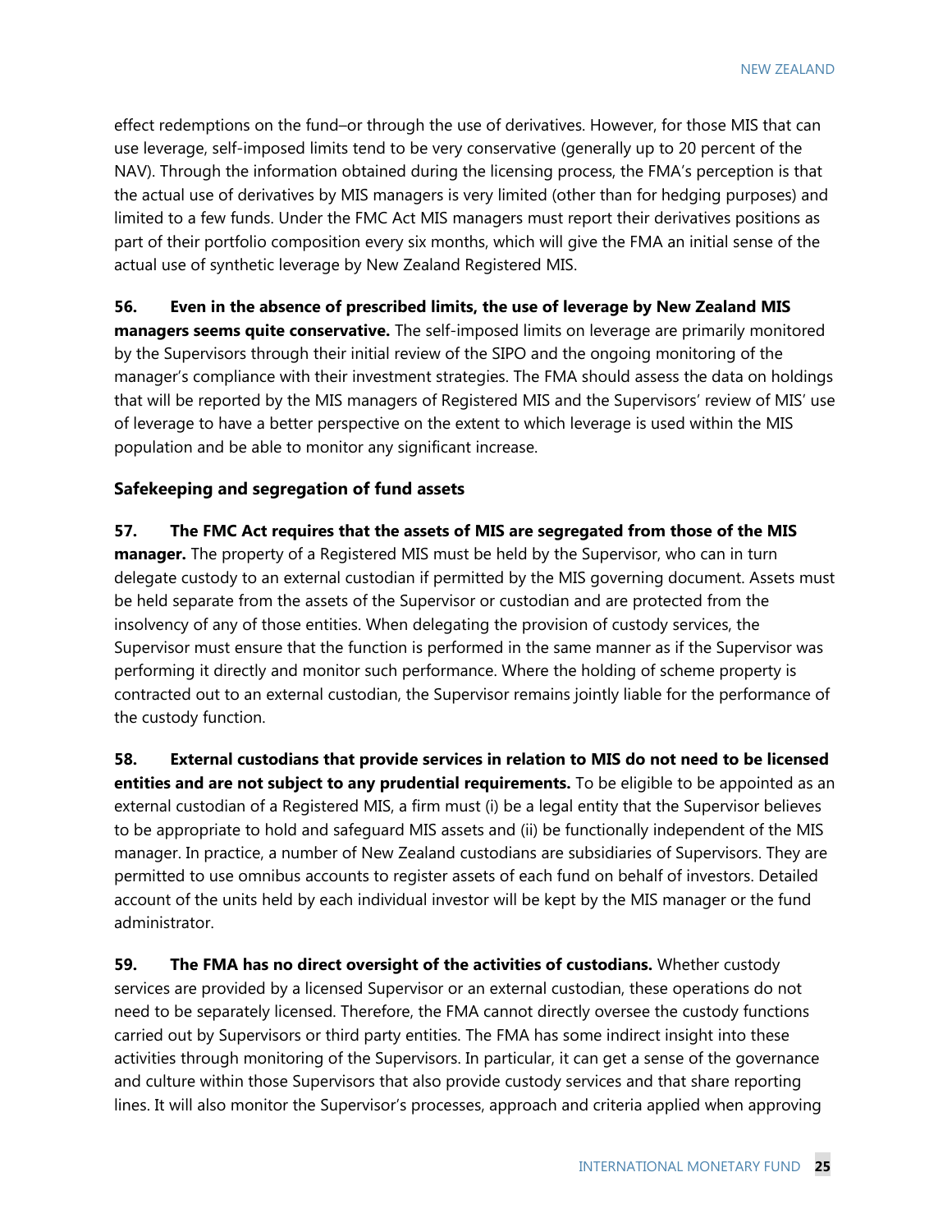effect redemptions on the fund–or through the use of derivatives. However, for those MIS that can use leverage, self-imposed limits tend to be very conservative (generally up to 20 percent of the NAV). Through the information obtained during the licensing process, the FMA's perception is that the actual use of derivatives by MIS managers is very limited (other than for hedging purposes) and limited to a few funds. Under the FMC Act MIS managers must report their derivatives positions as part of their portfolio composition every six months, which will give the FMA an initial sense of the actual use of synthetic leverage by New Zealand Registered MIS.

**56. Even in the absence of prescribed limits, the use of leverage by New Zealand MIS managers seems quite conservative.** The self-imposed limits on leverage are primarily monitored by the Supervisors through their initial review of the SIPO and the ongoing monitoring of the manager's compliance with their investment strategies. The FMA should assess the data on holdings that will be reported by the MIS managers of Registered MIS and the Supervisors' review of MIS' use of leverage to have a better perspective on the extent to which leverage is used within the MIS population and be able to monitor any significant increase.

### Safekeeping and segregation of fund assets

**57. The FMC Act requires that the assets of MIS are segregated from those of the MIS manager.** The property of a Registered MIS must be held by the Supervisor, who can in turn delegate custody to an external custodian if permitted by the MIS governing document. Assets must be held separate from the assets of the Supervisor or custodian and are protected from the insolvency of any of those entities. When delegating the provision of custody services, the Supervisor must ensure that the function is performed in the same manner as if the Supervisor was performing it directly and monitor such performance. Where the holding of scheme property is contracted out to an external custodian, the Supervisor remains jointly liable for the performance of the custody function.

**58. External custodians that provide services in relation to MIS do not need to be licensed entities and are not subject to any prudential requirements.** To be eligible to be appointed as an external custodian of a Registered MIS, a firm must (i) be a legal entity that the Supervisor believes to be appropriate to hold and safeguard MIS assets and (ii) be functionally independent of the MIS manager. In practice, a number of New Zealand custodians are subsidiaries of Supervisors. They are permitted to use omnibus accounts to register assets of each fund on behalf of investors. Detailed account of the units held by each individual investor will be kept by the MIS manager or the fund administrator.

**59. The FMA has no direct oversight of the activities of custodians.** Whether custody services are provided by a licensed Supervisor or an external custodian, these operations do not need to be separately licensed. Therefore, the FMA cannot directly oversee the custody functions carried out by Supervisors or third party entities. The FMA has some indirect insight into these activities through monitoring of the Supervisors. In particular, it can get a sense of the governance and culture within those Supervisors that also provide custody services and that share reporting lines. It will also monitor the Supervisor's processes, approach and criteria applied when approving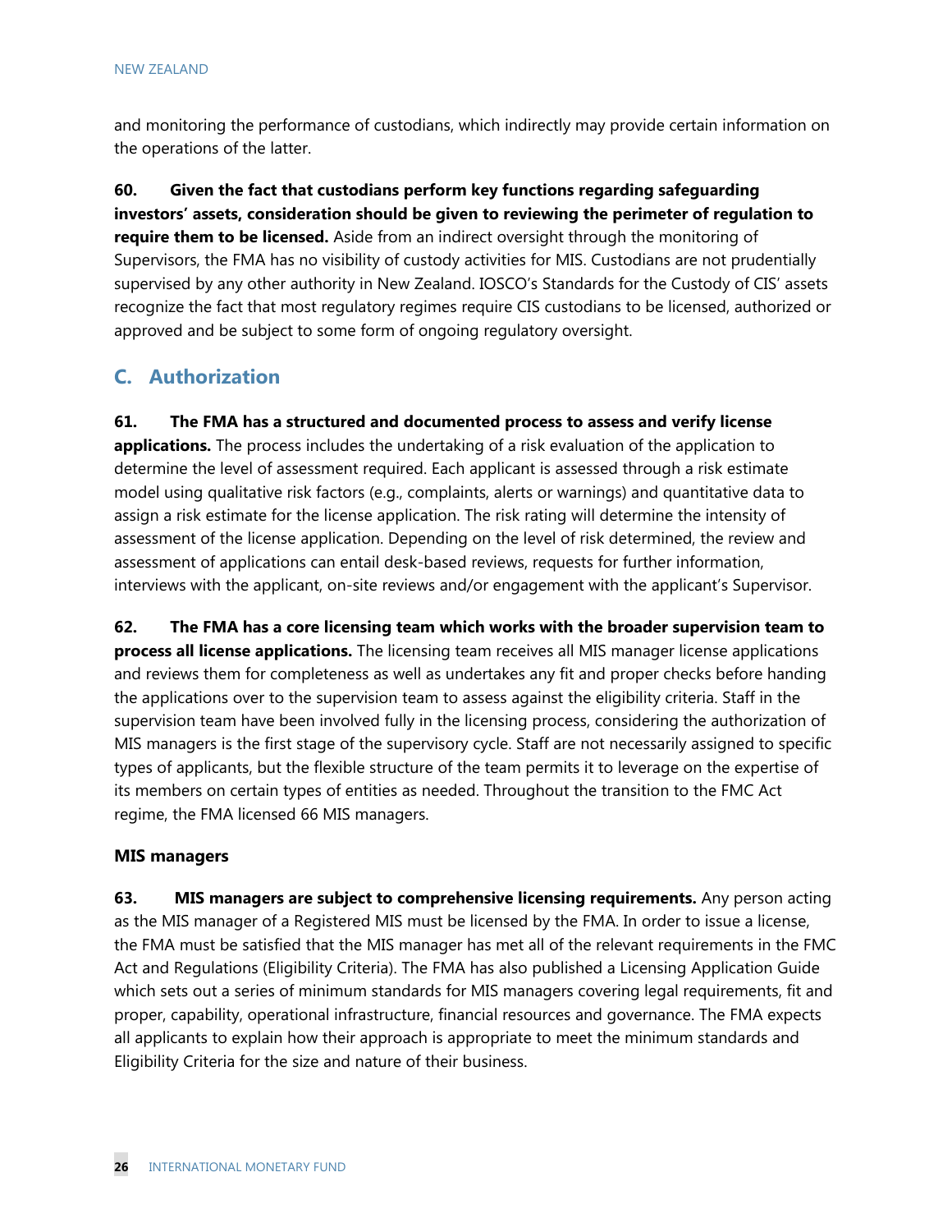and monitoring the performance of custodians, which indirectly may provide certain information on the operations of the latter.

**60. Given the fact that custodians perform key functions regarding safeguarding investors' assets, consideration should be given to reviewing the perimeter of regulation to require them to be licensed.** Aside from an indirect oversight through the monitoring of Supervisors, the FMA has no visibility of custody activities for MIS. Custodians are not prudentially supervised by any other authority in New Zealand. IOSCO's Standards for the Custody of CIS' assets recognize the fact that most regulatory regimes require CIS custodians to be licensed, authorized or approved and be subject to some form of ongoing regulatory oversight.

## C. Authorization

**61. The FMA has a structured and documented process to assess and verify license applications.** The process includes the undertaking of a risk evaluation of the application to determine the level of assessment required. Each applicant is assessed through a risk estimate model using qualitative risk factors (e.g., complaints, alerts or warnings) and quantitative data to assign a risk estimate for the license application. The risk rating will determine the intensity of assessment of the license application. Depending on the level of risk determined, the review and assessment of applications can entail desk-based reviews, requests for further information, interviews with the applicant, on-site reviews and/or engagement with the applicant's Supervisor.

**62. The FMA has a core licensing team which works with the broader supervision team to process all license applications.** The licensing team receives all MIS manager license applications and reviews them for completeness as well as undertakes any fit and proper checks before handing the applications over to the supervision team to assess against the eligibility criteria. Staff in the supervision team have been involved fully in the licensing process, considering the authorization of MIS managers is the first stage of the supervisory cycle. Staff are not necessarily assigned to specific types of applicants, but the flexible structure of the team permits it to leverage on the expertise of its members on certain types of entities as needed. Throughout the transition to the FMC Act regime, the FMA licensed 66 MIS managers.

### MIS managers

**63. MIS managers are subject to comprehensive licensing requirements.** Any person acting as the MIS manager of a Registered MIS must be licensed by the FMA. In order to issue a license, the FMA must be satisfied that the MIS manager has met all of the relevant requirements in the FMC Act and Regulations (Eligibility Criteria). The FMA has also published a Licensing Application Guide which sets out a series of minimum standards for MIS managers covering legal requirements, fit and proper, capability, operational infrastructure, financial resources and governance. The FMA expects all applicants to explain how their approach is appropriate to meet the minimum standards and Eligibility Criteria for the size and nature of their business.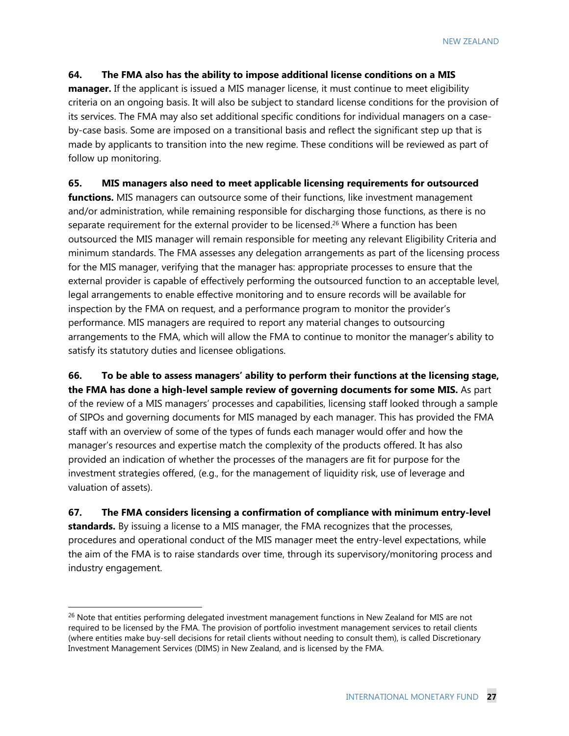**64. The FMA also has the ability to impose additional license conditions on a MIS manager.** If the applicant is issued a MIS manager license, it must continue to meet eligibility criteria on an ongoing basis. It will also be subject to standard license conditions for the provision of its services. The FMA may also set additional specific conditions for individual managers on a case-by-case basis. Some are imposed on a transitional basis and reflect the significant step up that is made by applicants to transition into the new regime. These conditions will be reviewed as part of follow up monitoring.

**65. MIS managers also need to meet applicable licensing requirements for outsourced functions.** MIS managers can outsource some of their functions, like investment management and/or administration, while remaining responsible for discharging those functions, as there is no separate requirement for the external provider to be licensed.[26] Where a function has been outsourced the MIS manager will remain responsible for meeting any relevant Eligibility Criteria and minimum standards. The FMA assesses any delegation arrangements as part of the licensing process for the MIS manager, verifying that the manager has: appropriate processes to ensure that the external provider is capable of effectively performing the outsourced function to an acceptable level, legal arrangements to enable effective monitoring and to ensure records will be available for inspection by the FMA on request, and a performance program to monitor the provider's performance. MIS managers are required to report any material changes to outsourcing arrangements to the FMA, which will allow the FMA to continue to monitor the manager's ability to satisfy its statutory duties and licensee obligations.

**66. To be able to assess managers' ability to perform their functions at the licensing stage, the FMA has done a high-level sample review of governing documents for some MIS.** As part of the review of a MIS managers' processes and capabilities, licensing staff looked through a sample of SIPOs and governing documents for MIS managed by each manager. This has provided the FMA staff with an overview of some of the types of funds each manager would offer and how the manager's resources and expertise match the complexity of the products offered. It has also provided an indication of whether the processes of the managers are fit for purpose for the investment strategies offered, (e.g., for the management of liquidity risk, use of leverage and valuation of assets).

**67. The FMA considers licensing a confirmation of compliance with minimum entry-level standards.** By issuing a license to a MIS manager, the FMA recognizes that the processes, procedures and operational conduct of the MIS manager meet the entry-level expectations, while the aim of the FMA is to raise standards over time, through its supervisory/monitoring process and industry engagement.

---

[26] Note that entities performing delegated investment management functions in New Zealand for MIS are not required to be licensed by the FMA. The provision of portfolio investment management services to retail clients (where entities make buy-sell decisions for retail clients without needing to consult them), is called Discretionary Investment Management Services (DIMS) in New Zealand, and is licensed by the FMA.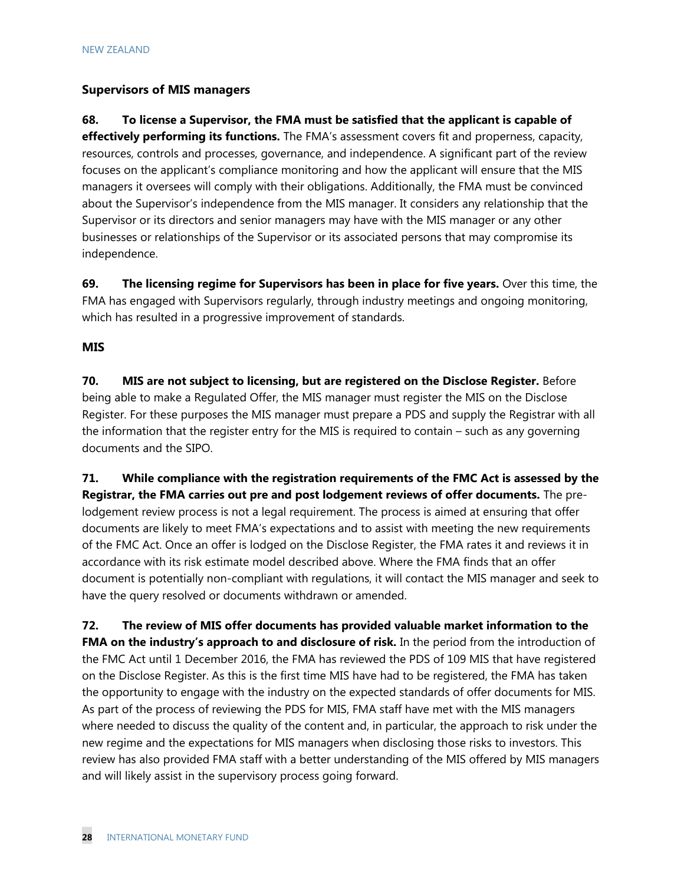### Supervisors of MIS managers

**68. To license a Supervisor, the FMA must be satisfied that the applicant is capable of effectively performing its functions.** The FMA's assessment covers fit and properness, capacity, resources, controls and processes, governance, and independence. A significant part of the review focuses on the applicant's compliance monitoring and how the applicant will ensure that the MIS managers it oversees will comply with their obligations. Additionally, the FMA must be convinced about the Supervisor's independence from the MIS manager. It considers any relationship that the Supervisor or its directors and senior managers may have with the MIS manager or any other businesses or relationships of the Supervisor or its associated persons that may compromise its independence.

**69. The licensing regime for Supervisors has been in place for five years.** Over this time, the FMA has engaged with Supervisors regularly, through industry meetings and ongoing monitoring, which has resulted in a progressive improvement of standards.

### MIS

**70. MIS are not subject to licensing, but are registered on the Disclose Register.** Before being able to make a Regulated Offer, the MIS manager must register the MIS on the Disclose Register. For these purposes the MIS manager must prepare a PDS and supply the Registrar with all the information that the register entry for the MIS is required to contain – such as any governing documents and the SIPO.

**71. While compliance with the registration requirements of the FMC Act is assessed by the Registrar, the FMA carries out pre and post lodgement reviews of offer documents.** The pre-lodgement review process is not a legal requirement. The process is aimed at ensuring that offer documents are likely to meet FMA's expectations and to assist with meeting the new requirements of the FMC Act. Once an offer is lodged on the Disclose Register, the FMA rates it and reviews it in accordance with its risk estimate model described above. Where the FMA finds that an offer document is potentially non-compliant with regulations, it will contact the MIS manager and seek to have the query resolved or documents withdrawn or amended.

**72. The review of MIS offer documents has provided valuable market information to the FMA on the industry's approach to and disclosure of risk.** In the period from the introduction of the FMC Act until 1 December 2016, the FMA has reviewed the PDS of 109 MIS that have registered on the Disclose Register. As this is the first time MIS have had to be registered, the FMA has taken the opportunity to engage with the industry on the expected standards of offer documents for MIS. As part of the process of reviewing the PDS for MIS, FMA staff have met with the MIS managers where needed to discuss the quality of the content and, in particular, the approach to risk under the new regime and the expectations for MIS managers when disclosing those risks to investors. This review has also provided FMA staff with a better understanding of the MIS offered by MIS managers and will likely assist in the supervisory process going forward.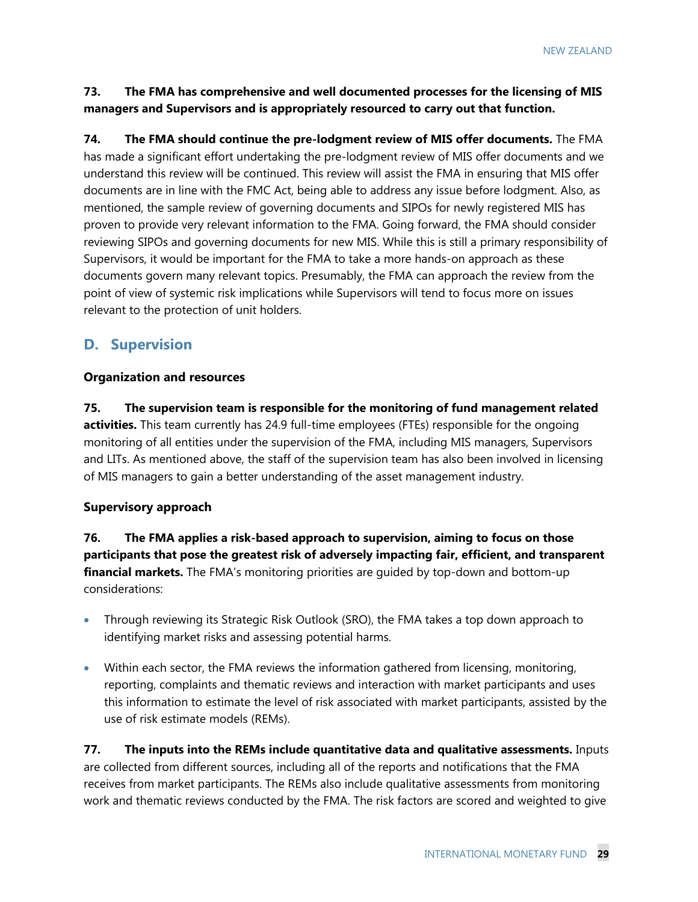**73. The FMA has comprehensive and well documented processes for the licensing of MIS managers and Supervisors and is appropriately resourced to carry out that function.**

**74. The FMA should continue the pre-lodgment review of MIS offer documents.** The FMA has made a significant effort undertaking the pre-lodgment review of MIS offer documents and we understand this review will be continued. This review will assist the FMA in ensuring that MIS offer documents are in line with the FMC Act, being able to address any issue before lodgment. Also, as mentioned, the sample review of governing documents and SIPOs for newly registered MIS has proven to provide very relevant information to the FMA. Going forward, the FMA should consider reviewing SIPOs and governing documents for new MIS. While this is still a primary responsibility of Supervisors, it would be important for the FMA to take a more hands-on approach as these documents govern many relevant topics. Presumably, the FMA can approach the review from the point of view of systemic risk implications while Supervisors will tend to focus more on issues relevant to the protection of unit holders.

## D. Supervision

### Organization and resources

**75. The supervision team is responsible for the monitoring of fund management related activities.** This team currently has 24.9 full-time employees (FTEs) responsible for the ongoing monitoring of all entities under the supervision of the FMA, including MIS managers, Supervisors and LITs. As mentioned above, the staff of the supervision team has also been involved in licensing of MIS managers to gain a better understanding of the asset management industry.

### Supervisory approach

**76. The FMA applies a risk-based approach to supervision, aiming to focus on those participants that pose the greatest risk of adversely impacting fair, efficient, and transparent financial markets.** The FMA's monitoring priorities are guided by top-down and bottom-up considerations:

- Through reviewing its Strategic Risk Outlook (SRO), the FMA takes a top down approach to identifying market risks and assessing potential harms.
- Within each sector, the FMA reviews the information gathered from licensing, monitoring, reporting, complaints and thematic reviews and interaction with market participants and uses this information to estimate the level of risk associated with market participants, assisted by the use of risk estimate models (REMs).

**77. The inputs into the REMs include quantitative data and qualitative assessments.** Inputs are collected from different sources, including all of the reports and notifications that the FMA receives from market participants. The REMs also include qualitative assessments from monitoring work and thematic reviews conducted by the FMA. The risk factors are scored and weighted to give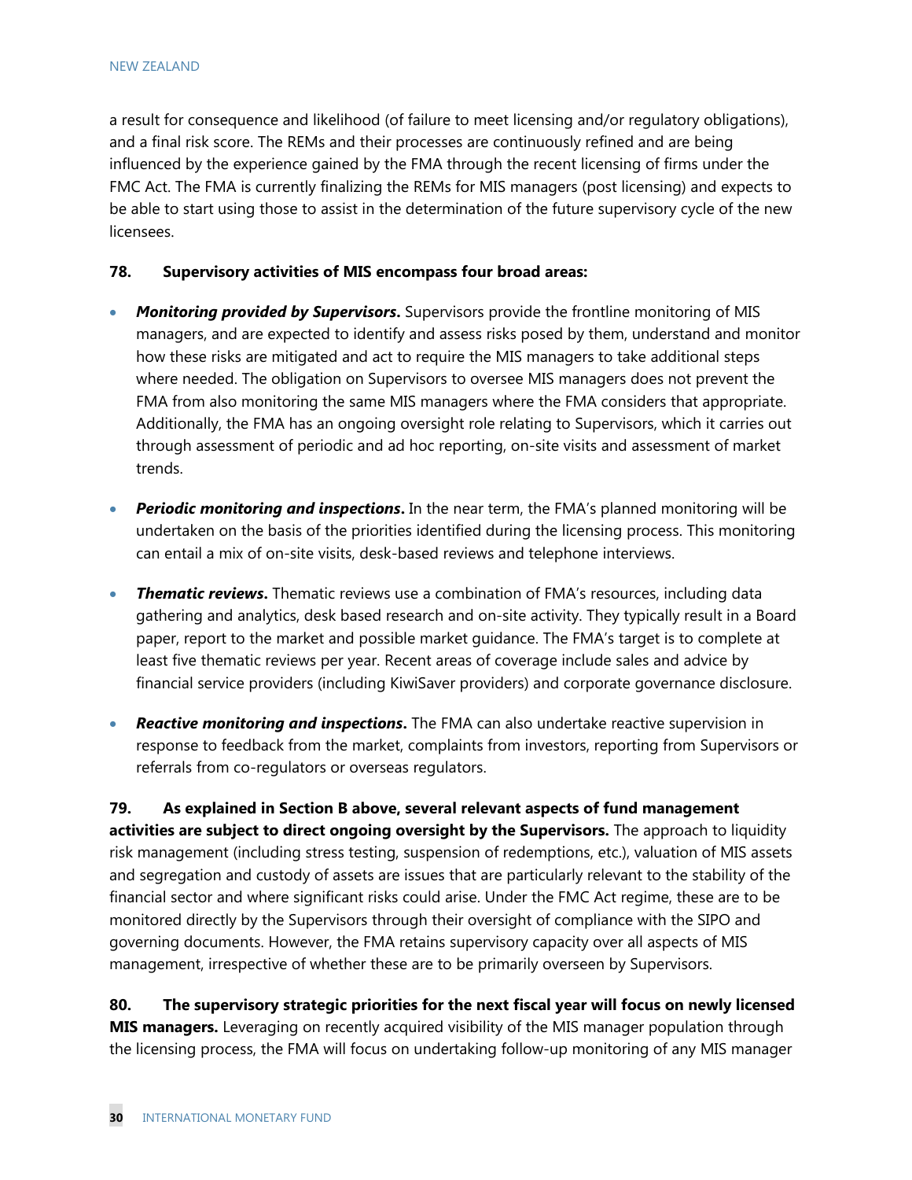a result for consequence and likelihood (of failure to meet licensing and/or regulatory obligations), and a final risk score. The REMs and their processes are continuously refined and are being influenced by the experience gained by the FMA through the recent licensing of firms under the FMC Act. The FMA is currently finalizing the REMs for MIS managers (post licensing) and expects to be able to start using those to assist in the determination of the future supervisory cycle of the new licensees.

**78. Supervisory activities of MIS encompass four broad areas:**

- ***Monitoring provided by Supervisors*.** Supervisors provide the frontline monitoring of MIS managers, and are expected to identify and assess risks posed by them, understand and monitor how these risks are mitigated and act to require the MIS managers to take additional steps where needed. The obligation on Supervisors to oversee MIS managers does not prevent the FMA from also monitoring the same MIS managers where the FMA considers that appropriate. Additionally, the FMA has an ongoing oversight role relating to Supervisors, which it carries out through assessment of periodic and ad hoc reporting, on-site visits and assessment of market trends.

- ***Periodic monitoring and inspections*.** In the near term, the FMA's planned monitoring will be undertaken on the basis of the priorities identified during the licensing process. This monitoring can entail a mix of on-site visits, desk-based reviews and telephone interviews.

- ***Thematic reviews*.** Thematic reviews use a combination of FMA's resources, including data gathering and analytics, desk based research and on-site activity. They typically result in a Board paper, report to the market and possible market guidance. The FMA's target is to complete at least five thematic reviews per year. Recent areas of coverage include sales and advice by financial service providers (including KiwiSaver providers) and corporate governance disclosure.

- ***Reactive monitoring and inspections*.** The FMA can also undertake reactive supervision in response to feedback from the market, complaints from investors, reporting from Supervisors or referrals from co-regulators or overseas regulators.

**79. As explained in Section B above, several relevant aspects of fund management activities are subject to direct ongoing oversight by the Supervisors.** The approach to liquidity risk management (including stress testing, suspension of redemptions, etc.), valuation of MIS assets and segregation and custody of assets are issues that are particularly relevant to the stability of the financial sector and where significant risks could arise. Under the FMC Act regime, these are to be monitored directly by the Supervisors through their oversight of compliance with the SIPO and governing documents. However, the FMA retains supervisory capacity over all aspects of MIS management, irrespective of whether these are to be primarily overseen by Supervisors.

**80. The supervisory strategic priorities for the next fiscal year will focus on newly licensed MIS managers.** Leveraging on recently acquired visibility of the MIS manager population through the licensing process, the FMA will focus on undertaking follow-up monitoring of any MIS manager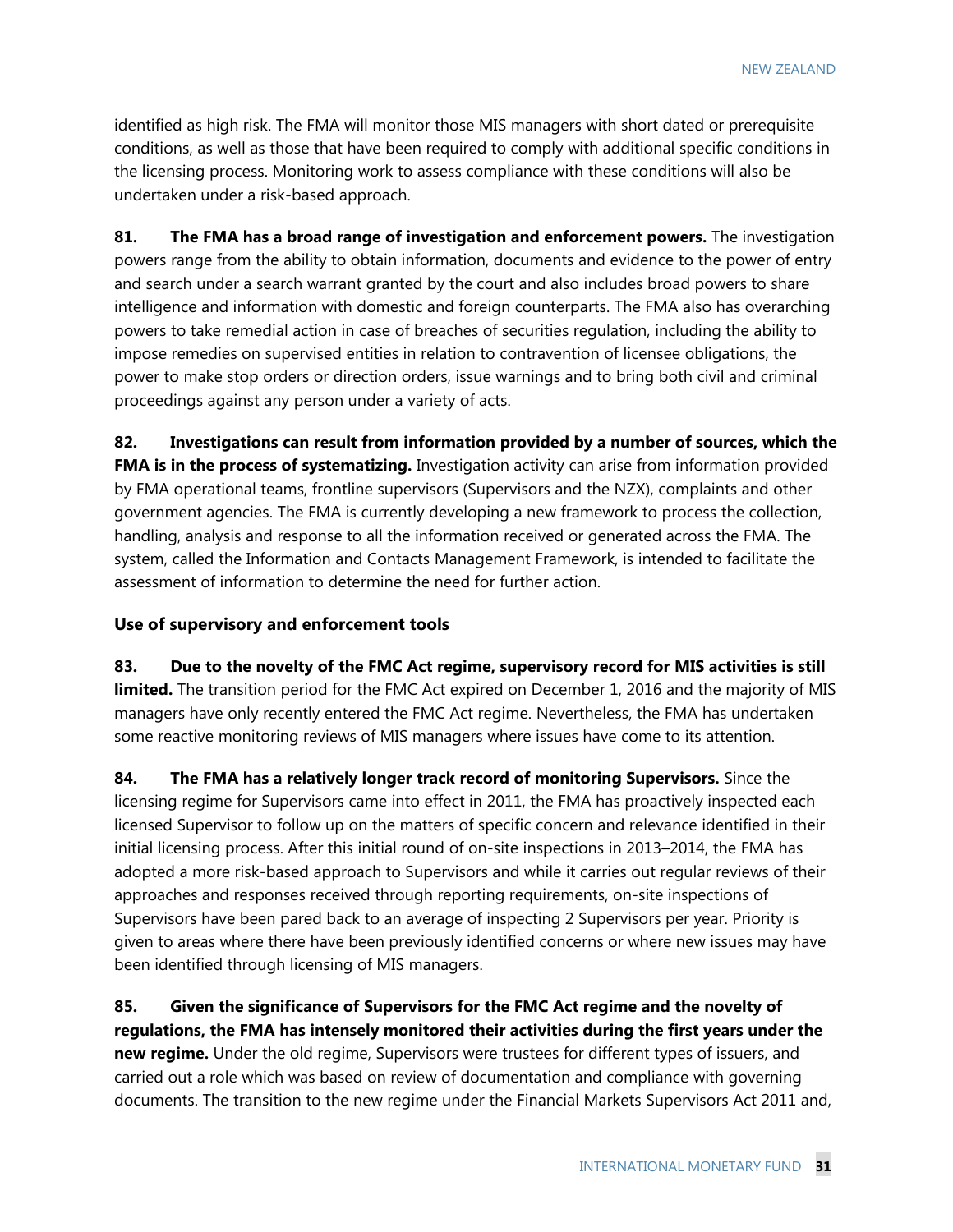identified as high risk. The FMA will monitor those MIS managers with short dated or prerequisite conditions, as well as those that have been required to comply with additional specific conditions in the licensing process. Monitoring work to assess compliance with these conditions will also be undertaken under a risk-based approach.

**81. The FMA has a broad range of investigation and enforcement powers.** The investigation powers range from the ability to obtain information, documents and evidence to the power of entry and search under a search warrant granted by the court and also includes broad powers to share intelligence and information with domestic and foreign counterparts. The FMA also has overarching powers to take remedial action in case of breaches of securities regulation, including the ability to impose remedies on supervised entities in relation to contravention of licensee obligations, the power to make stop orders or direction orders, issue warnings and to bring both civil and criminal proceedings against any person under a variety of acts.

**82. Investigations can result from information provided by a number of sources, which the FMA is in the process of systematizing.** Investigation activity can arise from information provided by FMA operational teams, frontline supervisors (Supervisors and the NZX), complaints and other government agencies. The FMA is currently developing a new framework to process the collection, handling, analysis and response to all the information received or generated across the FMA. The system, called the Information and Contacts Management Framework, is intended to facilitate the assessment of information to determine the need for further action.

### Use of supervisory and enforcement tools

**83. Due to the novelty of the FMC Act regime, supervisory record for MIS activities is still limited.** The transition period for the FMC Act expired on December 1, 2016 and the majority of MIS managers have only recently entered the FMC Act regime. Nevertheless, the FMA has undertaken some reactive monitoring reviews of MIS managers where issues have come to its attention.

**84. The FMA has a relatively longer track record of monitoring Supervisors.** Since the licensing regime for Supervisors came into effect in 2011, the FMA has proactively inspected each licensed Supervisor to follow up on the matters of specific concern and relevance identified in their initial licensing process. After this initial round of on-site inspections in 2013–2014, the FMA has adopted a more risk-based approach to Supervisors and while it carries out regular reviews of their approaches and responses received through reporting requirements, on-site inspections of Supervisors have been pared back to an average of inspecting 2 Supervisors per year. Priority is given to areas where there have been previously identified concerns or where new issues may have been identified through licensing of MIS managers.

**85. Given the significance of Supervisors for the FMC Act regime and the novelty of regulations, the FMA has intensely monitored their activities during the first years under the new regime.** Under the old regime, Supervisors were trustees for different types of issuers, and carried out a role which was based on review of documentation and compliance with governing documents. The transition to the new regime under the Financial Markets Supervisors Act 2011 and,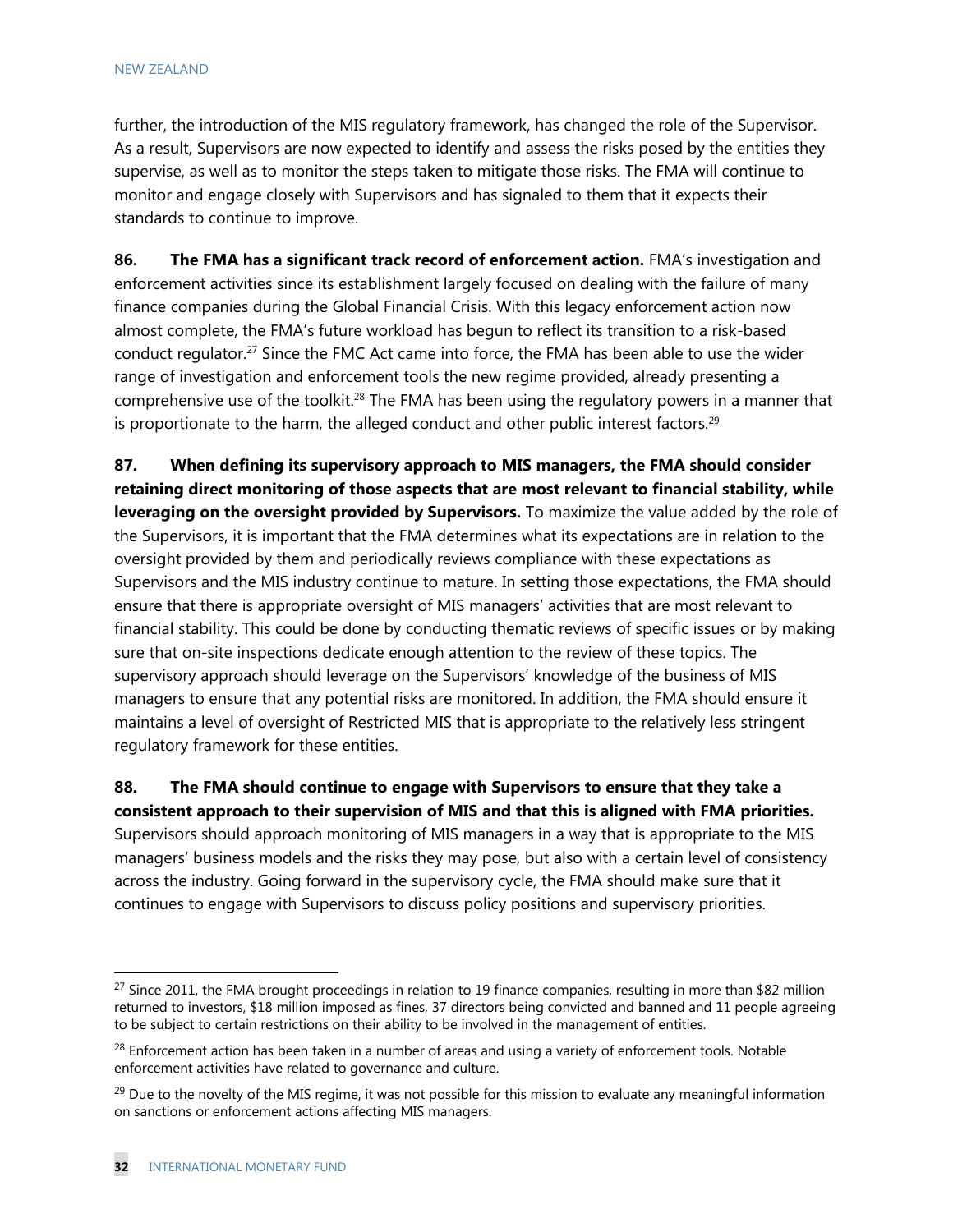further, the introduction of the MIS regulatory framework, has changed the role of the Supervisor. As a result, Supervisors are now expected to identify and assess the risks posed by the entities they supervise, as well as to monitor the steps taken to mitigate those risks. The FMA will continue to monitor and engage closely with Supervisors and has signaled to them that it expects their standards to continue to improve.

**86. The FMA has a significant track record of enforcement action.** FMA's investigation and enforcement activities since its establishment largely focused on dealing with the failure of many finance companies during the Global Financial Crisis. With this legacy enforcement action now almost complete, the FMA's future workload has begun to reflect its transition to a risk-based conduct regulator.[27] Since the FMC Act came into force, the FMA has been able to use the wider range of investigation and enforcement tools the new regime provided, already presenting a comprehensive use of the toolkit.[28] The FMA has been using the regulatory powers in a manner that is proportionate to the harm, the alleged conduct and other public interest factors.[29]

**87. When defining its supervisory approach to MIS managers, the FMA should consider retaining direct monitoring of those aspects that are most relevant to financial stability, while leveraging on the oversight provided by Supervisors.** To maximize the value added by the role of the Supervisors, it is important that the FMA determines what its expectations are in relation to the oversight provided by them and periodically reviews compliance with these expectations as Supervisors and the MIS industry continue to mature. In setting those expectations, the FMA should ensure that there is appropriate oversight of MIS managers' activities that are most relevant to financial stability. This could be done by conducting thematic reviews of specific issues or by making sure that on-site inspections dedicate enough attention to the review of these topics. The supervisory approach should leverage on the Supervisors' knowledge of the business of MIS managers to ensure that any potential risks are monitored. In addition, the FMA should ensure it maintains a level of oversight of Restricted MIS that is appropriate to the relatively less stringent regulatory framework for these entities.

**88. The FMA should continue to engage with Supervisors to ensure that they take a consistent approach to their supervision of MIS and that this is aligned with FMA priorities.** Supervisors should approach monitoring of MIS managers in a way that is appropriate to the MIS managers' business models and the risks they may pose, but also with a certain level of consistency across the industry. Going forward in the supervisory cycle, the FMA should make sure that it continues to engage with Supervisors to discuss policy positions and supervisory priorities.

---

[27] Since 2011, the FMA brought proceedings in relation to 19 finance companies, resulting in more than $82 million returned to investors, $18 million imposed as fines, 37 directors being convicted and banned and 11 people agreeing to be subject to certain restrictions on their ability to be involved in the management of entities.

[28] Enforcement action has been taken in a number of areas and using a variety of enforcement tools. Notable enforcement activities have related to governance and culture.

[29] Due to the novelty of the MIS regime, it was not possible for this mission to evaluate any meaningful information on sanctions or enforcement actions affecting MIS managers.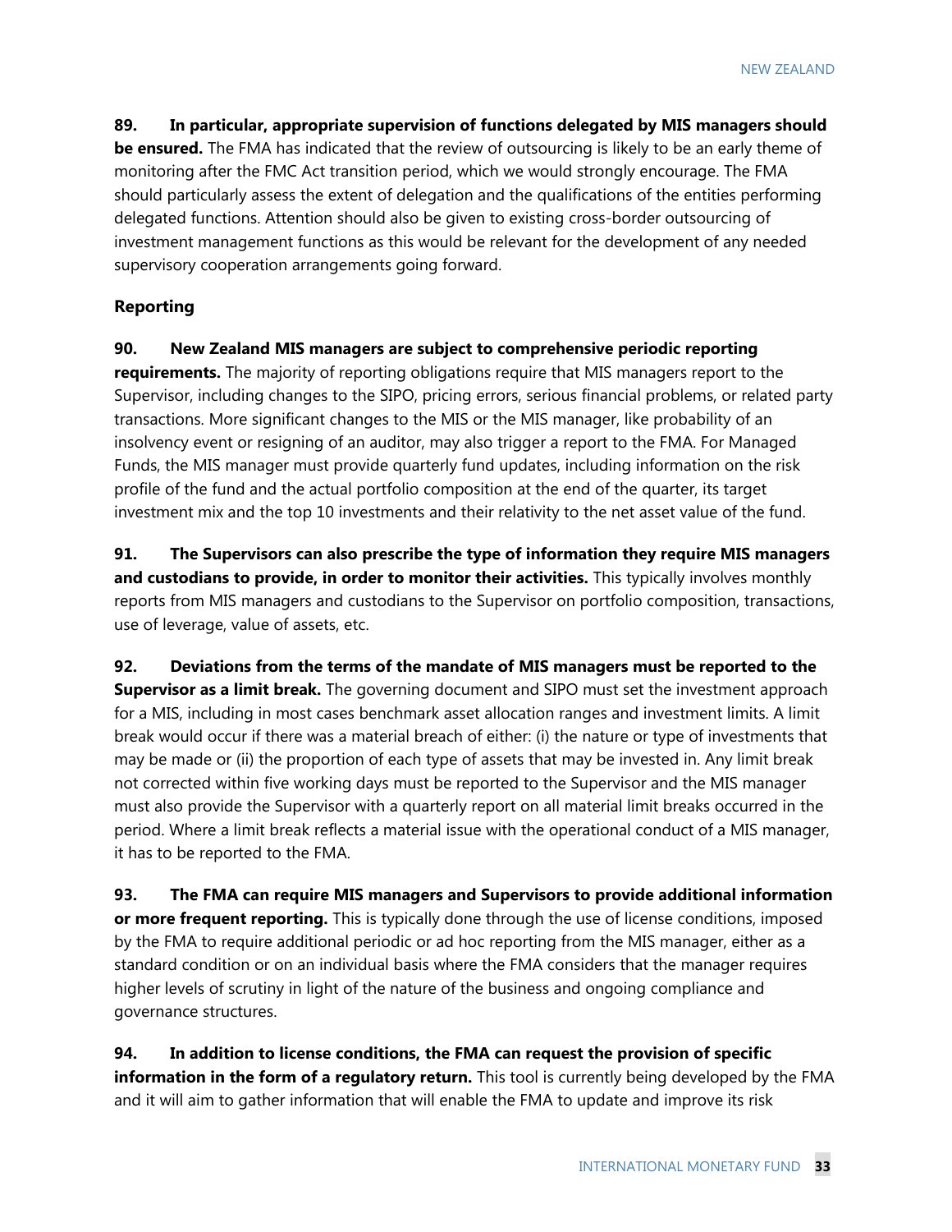**89. In particular, appropriate supervision of functions delegated by MIS managers should be ensured.** The FMA has indicated that the review of outsourcing is likely to be an early theme of monitoring after the FMC Act transition period, which we would strongly encourage. The FMA should particularly assess the extent of delegation and the qualifications of the entities performing delegated functions. Attention should also be given to existing cross-border outsourcing of investment management functions as this would be relevant for the development of any needed supervisory cooperation arrangements going forward.

### Reporting

**90. New Zealand MIS managers are subject to comprehensive periodic reporting requirements.** The majority of reporting obligations require that MIS managers report to the Supervisor, including changes to the SIPO, pricing errors, serious financial problems, or related party transactions. More significant changes to the MIS or the MIS manager, like probability of an insolvency event or resigning of an auditor, may also trigger a report to the FMA. For Managed Funds, the MIS manager must provide quarterly fund updates, including information on the risk profile of the fund and the actual portfolio composition at the end of the quarter, its target investment mix and the top 10 investments and their relativity to the net asset value of the fund.

**91. The Supervisors can also prescribe the type of information they require MIS managers and custodians to provide, in order to monitor their activities.** This typically involves monthly reports from MIS managers and custodians to the Supervisor on portfolio composition, transactions, use of leverage, value of assets, etc.

**92. Deviations from the terms of the mandate of MIS managers must be reported to the Supervisor as a limit break.** The governing document and SIPO must set the investment approach for a MIS, including in most cases benchmark asset allocation ranges and investment limits. A limit break would occur if there was a material breach of either: (i) the nature or type of investments that may be made or (ii) the proportion of each type of assets that may be invested in. Any limit break not corrected within five working days must be reported to the Supervisor and the MIS manager must also provide the Supervisor with a quarterly report on all material limit breaks occurred in the period. Where a limit break reflects a material issue with the operational conduct of a MIS manager, it has to be reported to the FMA.

**93. The FMA can require MIS managers and Supervisors to provide additional information or more frequent reporting.** This is typically done through the use of license conditions, imposed by the FMA to require additional periodic or ad hoc reporting from the MIS manager, either as a standard condition or on an individual basis where the FMA considers that the manager requires higher levels of scrutiny in light of the nature of the business and ongoing compliance and governance structures.

**94. In addition to license conditions, the FMA can request the provision of specific information in the form of a regulatory return.** This tool is currently being developed by the FMA and it will aim to gather information that will enable the FMA to update and improve its risk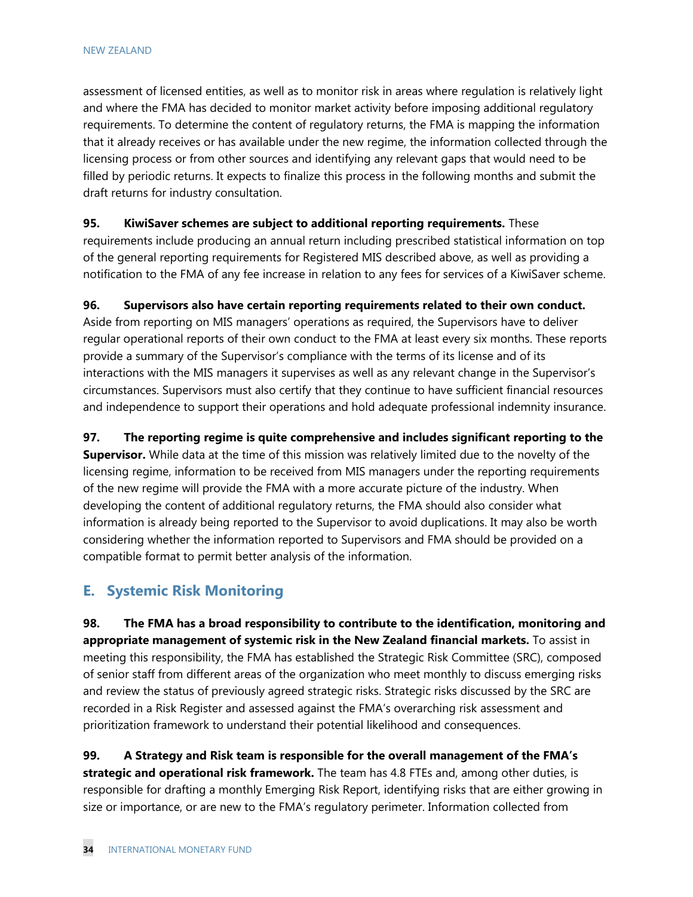assessment of licensed entities, as well as to monitor risk in areas where regulation is relatively light and where the FMA has decided to monitor market activity before imposing additional regulatory requirements. To determine the content of regulatory returns, the FMA is mapping the information that it already receives or has available under the new regime, the information collected through the licensing process or from other sources and identifying any relevant gaps that would need to be filled by periodic returns. It expects to finalize this process in the following months and submit the draft returns for industry consultation.

**95. KiwiSaver schemes are subject to additional reporting requirements.** These requirements include producing an annual return including prescribed statistical information on top of the general reporting requirements for Registered MIS described above, as well as providing a notification to the FMA of any fee increase in relation to any fees for services of a KiwiSaver scheme.

**96. Supervisors also have certain reporting requirements related to their own conduct.** Aside from reporting on MIS managers' operations as required, the Supervisors have to deliver regular operational reports of their own conduct to the FMA at least every six months. These reports provide a summary of the Supervisor's compliance with the terms of its license and of its interactions with the MIS managers it supervises as well as any relevant change in the Supervisor's circumstances. Supervisors must also certify that they continue to have sufficient financial resources and independence to support their operations and hold adequate professional indemnity insurance.

**97. The reporting regime is quite comprehensive and includes significant reporting to the Supervisor.** While data at the time of this mission was relatively limited due to the novelty of the licensing regime, information to be received from MIS managers under the reporting requirements of the new regime will provide the FMA with a more accurate picture of the industry. When developing the content of additional regulatory returns, the FMA should also consider what information is already being reported to the Supervisor to avoid duplications. It may also be worth considering whether the information reported to Supervisors and FMA should be provided on a compatible format to permit better analysis of the information.

## E. Systemic Risk Monitoring

**98. The FMA has a broad responsibility to contribute to the identification, monitoring and appropriate management of systemic risk in the New Zealand financial markets.** To assist in meeting this responsibility, the FMA has established the Strategic Risk Committee (SRC), composed of senior staff from different areas of the organization who meet monthly to discuss emerging risks and review the status of previously agreed strategic risks. Strategic risks discussed by the SRC are recorded in a Risk Register and assessed against the FMA's overarching risk assessment and prioritization framework to understand their potential likelihood and consequences.

**99. A Strategy and Risk team is responsible for the overall management of the FMA's strategic and operational risk framework.** The team has 4.8 FTEs and, among other duties, is responsible for drafting a monthly Emerging Risk Report, identifying risks that are either growing in size or importance, or are new to the FMA's regulatory perimeter. Information collected from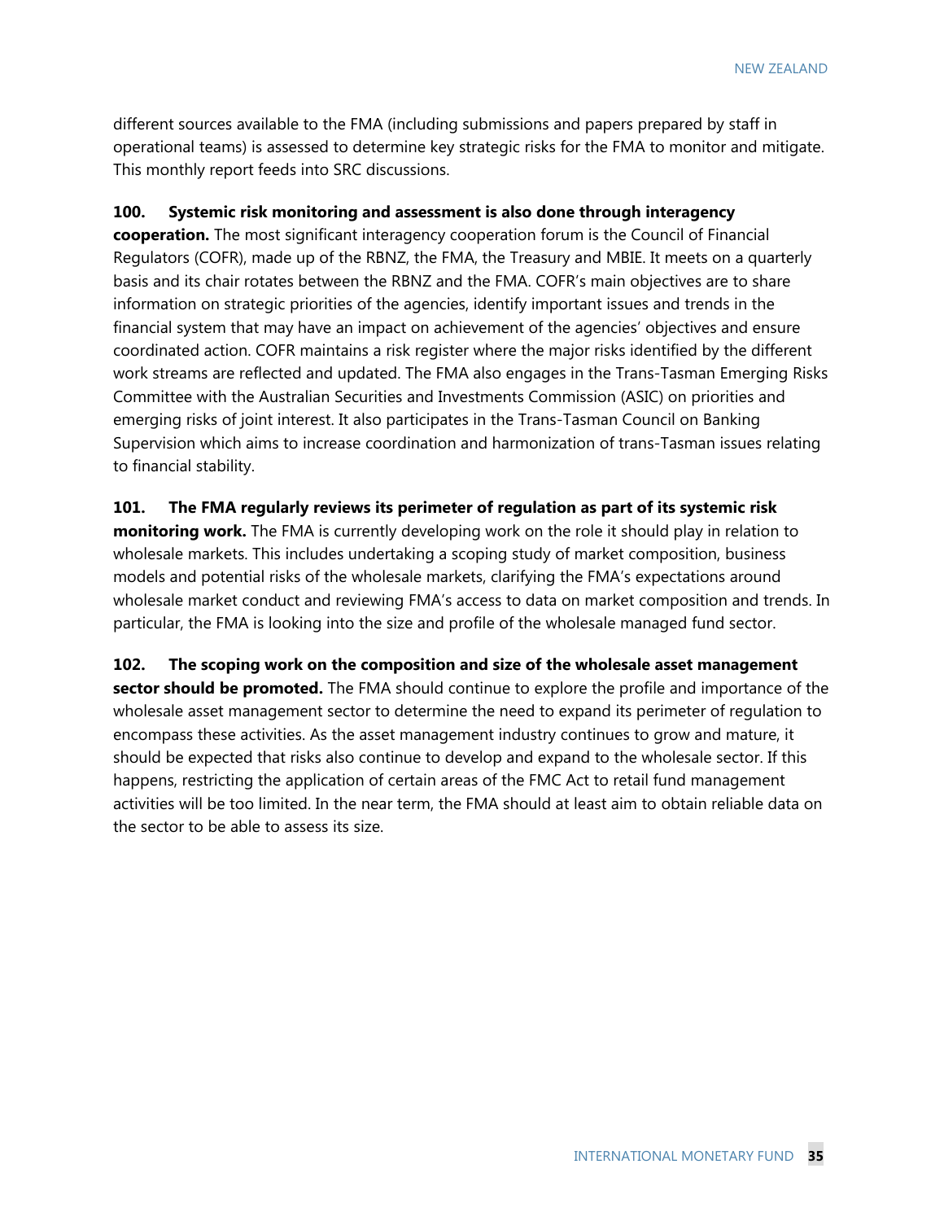different sources available to the FMA (including submissions and papers prepared by staff in operational teams) is assessed to determine key strategic risks for the FMA to monitor and mitigate. This monthly report feeds into SRC discussions.

**100. Systemic risk monitoring and assessment is also done through interagency cooperation.** The most significant interagency cooperation forum is the Council of Financial Regulators (COFR), made up of the RBNZ, the FMA, the Treasury and MBIE. It meets on a quarterly basis and its chair rotates between the RBNZ and the FMA. COFR's main objectives are to share information on strategic priorities of the agencies, identify important issues and trends in the financial system that may have an impact on achievement of the agencies' objectives and ensure coordinated action. COFR maintains a risk register where the major risks identified by the different work streams are reflected and updated. The FMA also engages in the Trans-Tasman Emerging Risks Committee with the Australian Securities and Investments Commission (ASIC) on priorities and emerging risks of joint interest. It also participates in the Trans-Tasman Council on Banking Supervision which aims to increase coordination and harmonization of trans-Tasman issues relating to financial stability.

**101. The FMA regularly reviews its perimeter of regulation as part of its systemic risk monitoring work.** The FMA is currently developing work on the role it should play in relation to wholesale markets. This includes undertaking a scoping study of market composition, business models and potential risks of the wholesale markets, clarifying the FMA's expectations around wholesale market conduct and reviewing FMA's access to data on market composition and trends. In particular, the FMA is looking into the size and profile of the wholesale managed fund sector.

**102. The scoping work on the composition and size of the wholesale asset management sector should be promoted.** The FMA should continue to explore the profile and importance of the wholesale asset management sector to determine the need to expand its perimeter of regulation to encompass these activities. As the asset management industry continues to grow and mature, it should be expected that risks also continue to develop and expand to the wholesale sector. If this happens, restricting the application of certain areas of the FMC Act to retail fund management activities will be too limited. In the near term, the FMA should at least aim to obtain reliable data on the sector to be able to assess its size.